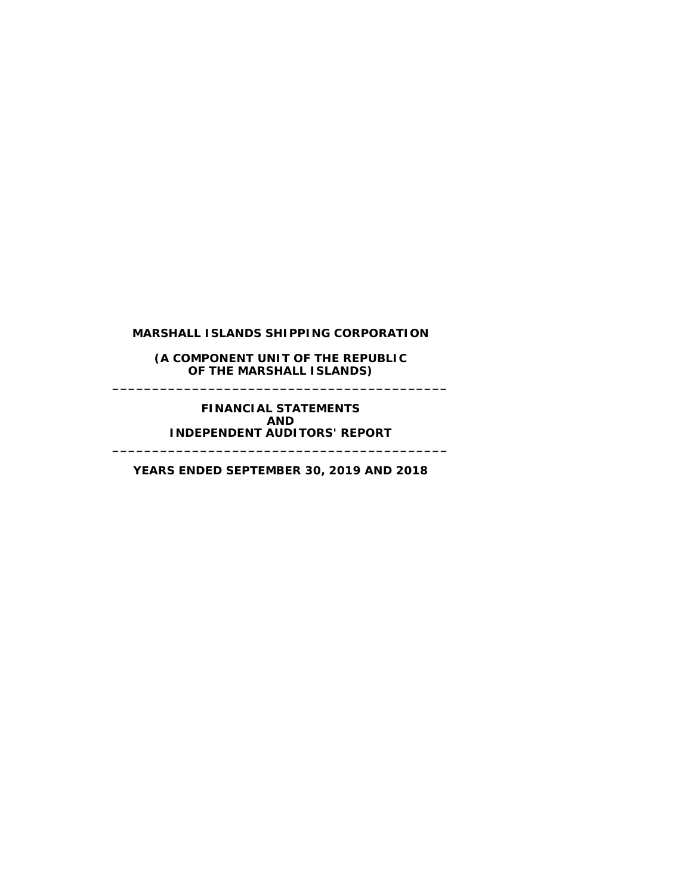# MARSHALL ISLANDS SHIPPING CORPORATION

**(A COMPONENT UNIT OF THE REPUBLIC OF THE MARSHALL ISLANDS)**

---

**FINANCIAL STATEMENTS AND INDEPENDENT AUDITORS' REPORT**

---

**YEARS ENDED SEPTEMBER 30, 2019 AND 2018**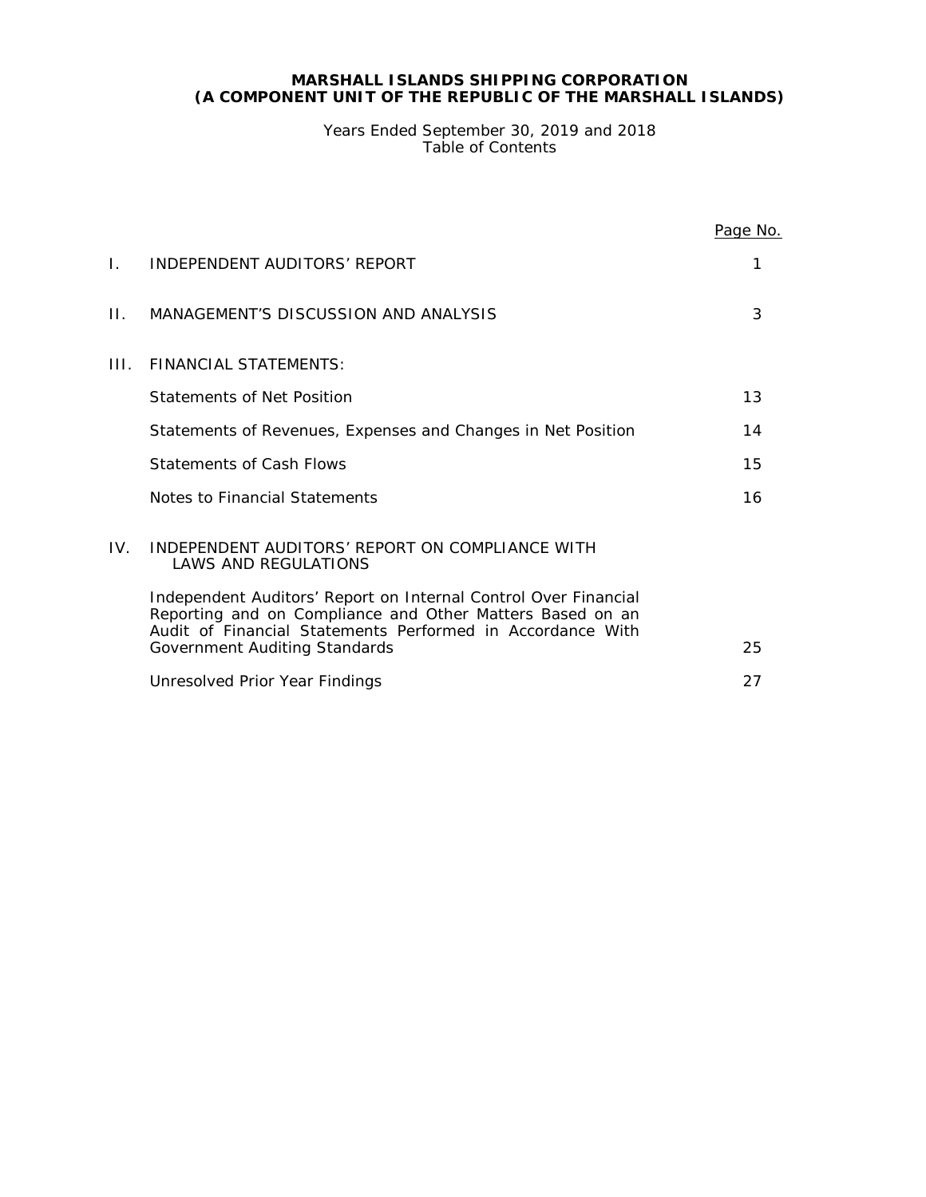**MARSHALL ISLANDS SHIPPING CORPORATION**
**(A COMPONENT UNIT OF THE REPUBLIC OF THE MARSHALL ISLANDS)**

Years Ended September 30, 2019 and 2018
Table of Contents

| | | Page No. |
|---|---|---|
| I. | INDEPENDENT AUDITORS' REPORT | 1 |
| II. | MANAGEMENT'S DISCUSSION AND ANALYSIS | 3 |
| III. | FINANCIAL STATEMENTS: | |
| | Statements of Net Position | 13 |
| | Statements of Revenues, Expenses and Changes in Net Position | 14 |
| | Statements of Cash Flows | 15 |
| | Notes to Financial Statements | 16 |
| IV. | INDEPENDENT AUDITORS' REPORT ON COMPLIANCE WITH LAWS AND REGULATIONS | |
| | Independent Auditors' Report on Internal Control Over Financial Reporting and on Compliance and Other Matters Based on an Audit of Financial Statements Performed in Accordance With Government Auditing Standards | 25 |
| | Unresolved Prior Year Findings | 27 |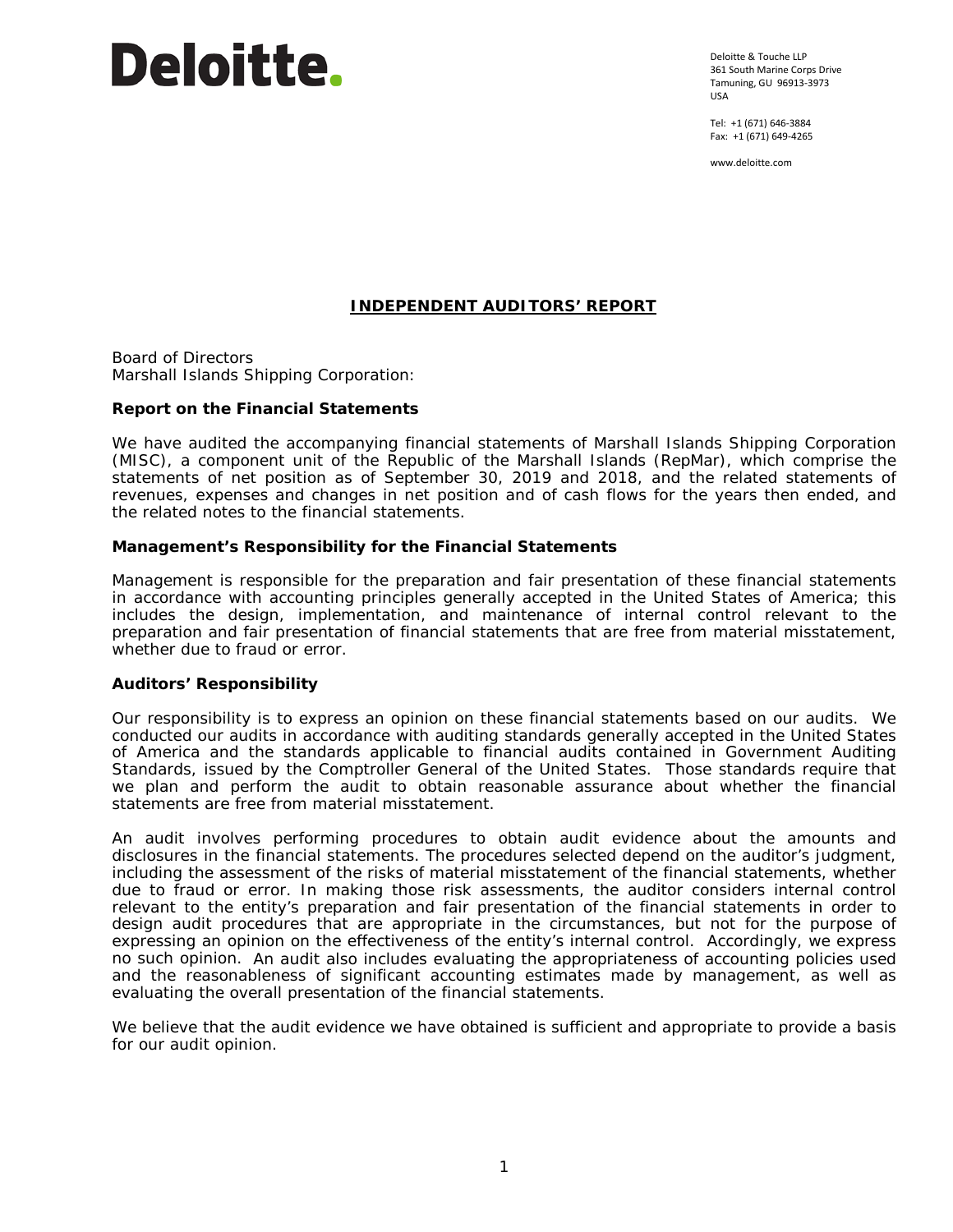Deloitte.

Deloitte & Touche LLP
361 South Marine Corps Drive
Tamuning, GU 96913-3973
USA

Tel: +1 (671) 646-3884
Fax: +1 (671) 649-4265

www.deloitte.com

# INDEPENDENT AUDITORS' REPORT

Board of Directors
Marshall Islands Shipping Corporation:

### Report on the Financial Statements

We have audited the accompanying financial statements of Marshall Islands Shipping Corporation (MISC), a component unit of the Republic of the Marshall Islands (RepMar), which comprise the statements of net position as of September 30, 2019 and 2018, and the related statements of revenues, expenses and changes in net position and of cash flows for the years then ended, and the related notes to the financial statements.

### Management's Responsibility for the Financial Statements

Management is responsible for the preparation and fair presentation of these financial statements in accordance with accounting principles generally accepted in the United States of America; this includes the design, implementation, and maintenance of internal control relevant to the preparation and fair presentation of financial statements that are free from material misstatement, whether due to fraud or error.

### Auditors' Responsibility

Our responsibility is to express an opinion on these financial statements based on our audits. We conducted our audits in accordance with auditing standards generally accepted in the United States of America and the standards applicable to financial audits contained in Government Auditing Standards, issued by the Comptroller General of the United States. Those standards require that we plan and perform the audit to obtain reasonable assurance about whether the financial statements are free from material misstatement.

An audit involves performing procedures to obtain audit evidence about the amounts and disclosures in the financial statements. The procedures selected depend on the auditor's judgment, including the assessment of the risks of material misstatement of the financial statements, whether due to fraud or error. In making those risk assessments, the auditor considers internal control relevant to the entity's preparation and fair presentation of the financial statements in order to design audit procedures that are appropriate in the circumstances, but not for the purpose of expressing an opinion on the effectiveness of the entity's internal control. Accordingly, we express no such opinion. An audit also includes evaluating the appropriateness of accounting policies used and the reasonableness of significant accounting estimates made by management, as well as evaluating the overall presentation of the financial statements.

We believe that the audit evidence we have obtained is sufficient and appropriate to provide a basis for our audit opinion.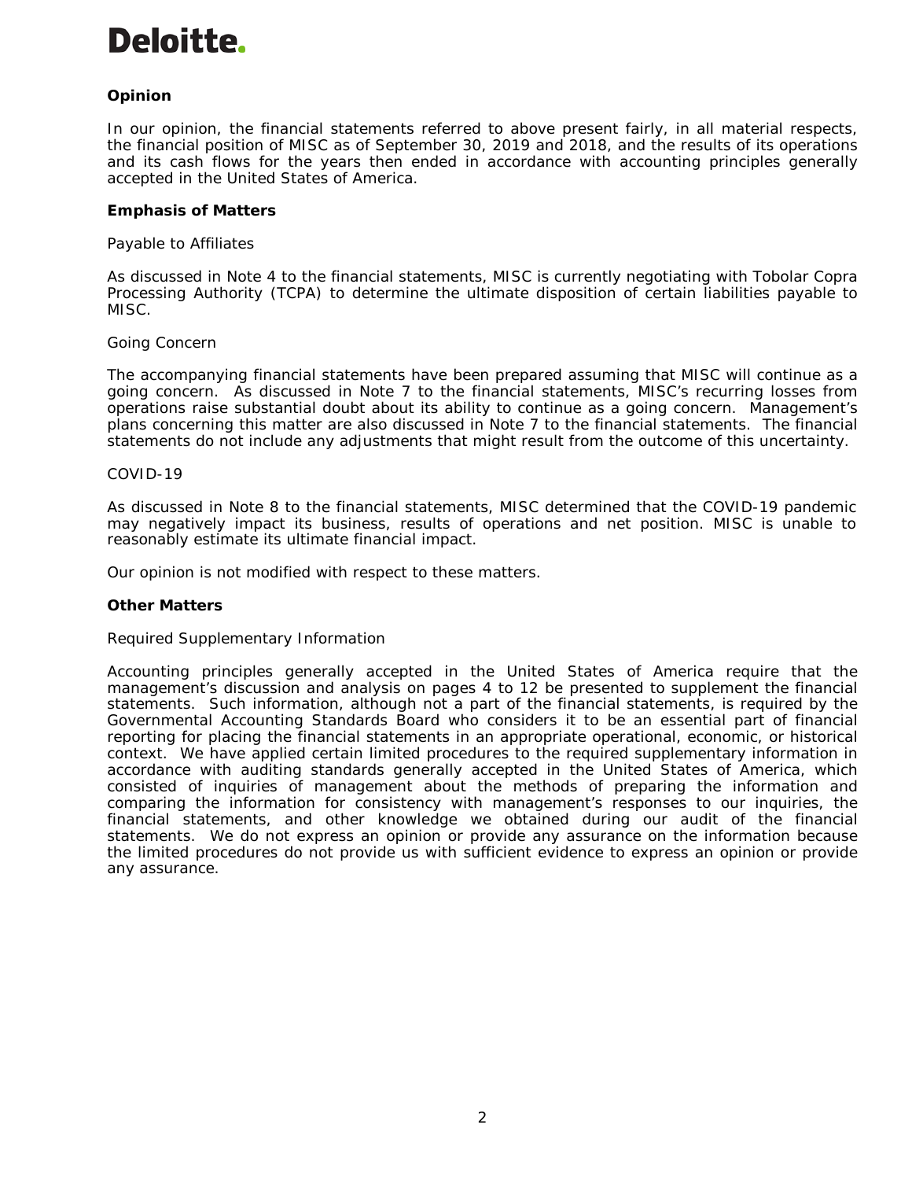**Opinion**

In our opinion, the financial statements referred to above present fairly, in all material respects, the financial position of MISC as of September 30, 2019 and 2018, and the results of its operations and its cash flows for the years then ended in accordance with accounting principles generally accepted in the United States of America.

**Emphasis of Matters**

Payable to Affiliates

As discussed in Note 4 to the financial statements, MISC is currently negotiating with Tobolar Copra Processing Authority (TCPA) to determine the ultimate disposition of certain liabilities payable to MISC.

Going Concern

The accompanying financial statements have been prepared assuming that MISC will continue as a going concern. As discussed in Note 7 to the financial statements, MISC's recurring losses from operations raise substantial doubt about its ability to continue as a going concern. Management's plans concerning this matter are also discussed in Note 7 to the financial statements. The financial statements do not include any adjustments that might result from the outcome of this uncertainty.

COVID-19

As discussed in Note 8 to the financial statements, MISC determined that the COVID-19 pandemic may negatively impact its business, results of operations and net position. MISC is unable to reasonably estimate its ultimate financial impact.

Our opinion is not modified with respect to these matters.

**Other Matters**

Required Supplementary Information

Accounting principles generally accepted in the United States of America require that the management's discussion and analysis on pages 4 to 12 be presented to supplement the financial statements. Such information, although not a part of the financial statements, is required by the Governmental Accounting Standards Board who considers it to be an essential part of financial reporting for placing the financial statements in an appropriate operational, economic, or historical context. We have applied certain limited procedures to the required supplementary information in accordance with auditing standards generally accepted in the United States of America, which consisted of inquiries of management about the methods of preparing the information and comparing the information for consistency with management's responses to our inquiries, the financial statements, and other knowledge we obtained during our audit of the financial statements. We do not express an opinion or provide any assurance on the information because the limited procedures do not provide us with sufficient evidence to express an opinion or provide any assurance.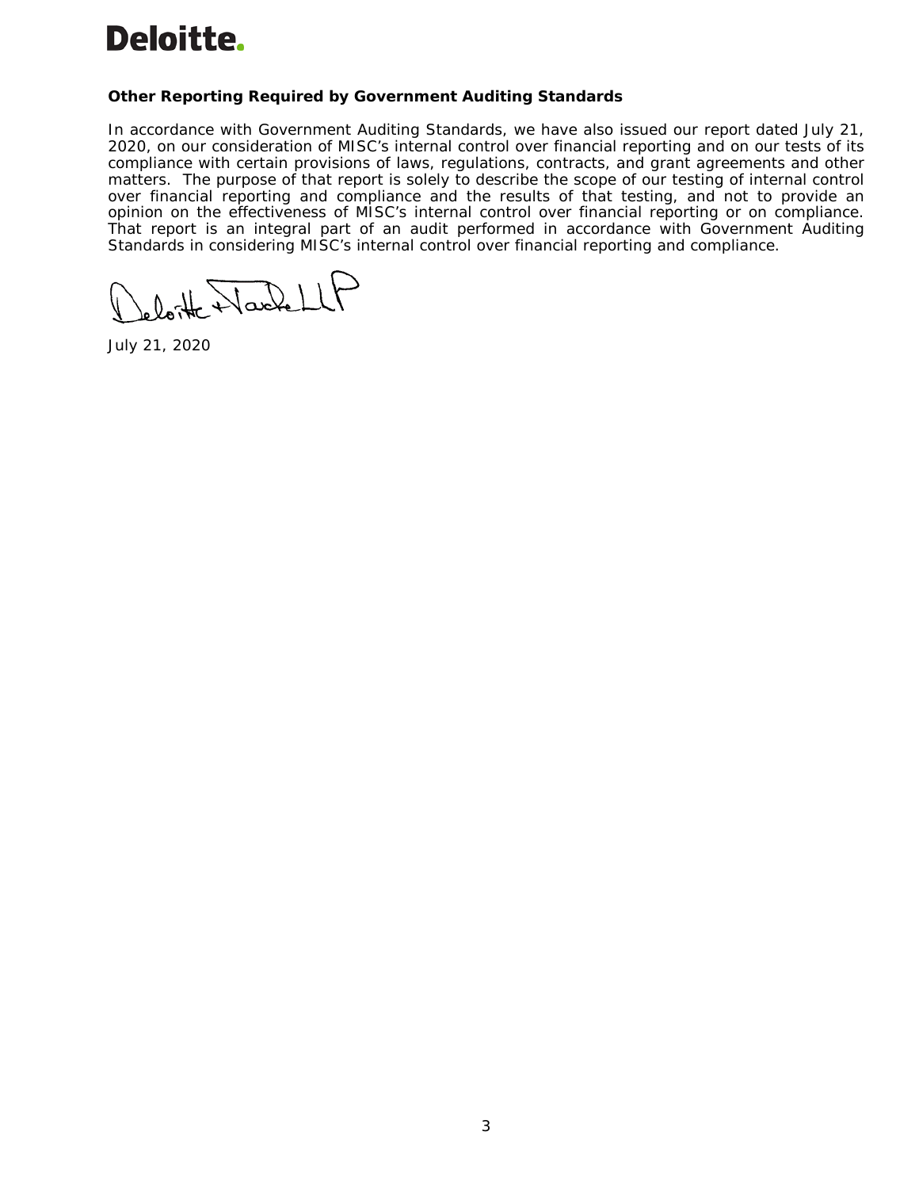**Other Reporting Required by Government Auditing Standards**

In accordance with Government Auditing Standards, we have also issued our report dated July 21, 2020, on our consideration of MISC's internal control over financial reporting and on our tests of its compliance with certain provisions of laws, regulations, contracts, and grant agreements and other matters. The purpose of that report is solely to describe the scope of our testing of internal control over financial reporting and compliance and the results of that testing, and not to provide an opinion on the effectiveness of MISC's internal control over financial reporting or on compliance. That report is an integral part of an audit performed in accordance with Government Auditing Standards in considering MISC's internal control over financial reporting and compliance.

Deloitte & Touche LLP

July 21, 2020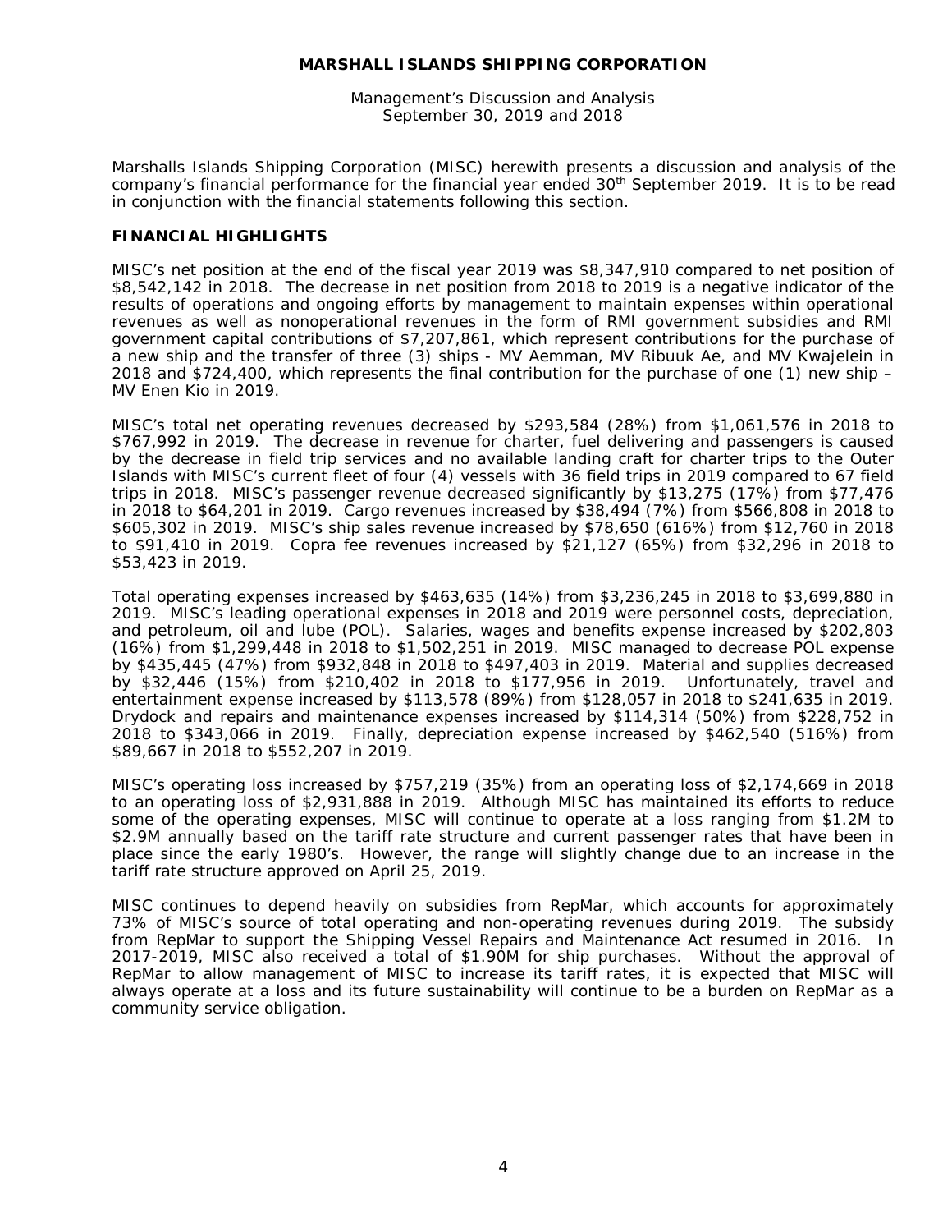# MARSHALL ISLANDS SHIPPING CORPORATION

Management's Discussion and Analysis
September 30, 2019 and 2018

Marshalls Islands Shipping Corporation (MISC) herewith presents a discussion and analysis of the company's financial performance for the financial year ended 30th September 2019. It is to be read in conjunction with the financial statements following this section.

## FINANCIAL HIGHLIGHTS

MISC's net position at the end of the fiscal year 2019 was $8,347,910 compared to net position of $8,542,142 in 2018. The decrease in net position from 2018 to 2019 is a negative indicator of the results of operations and ongoing efforts by management to maintain expenses within operational revenues as well as nonoperational revenues in the form of RMI government subsidies and RMI government capital contributions of $7,207,861, which represent contributions for the purchase of a new ship and the transfer of three (3) ships - MV Aemman, MV Ribuuk Ae, and MV Kwajelein in 2018 and $724,400, which represents the final contribution for the purchase of one (1) new ship – MV Enen Kio in 2019.

MISC's total net operating revenues decreased by $293,584 (28%) from $1,061,576 in 2018 to $767,992 in 2019. The decrease in revenue for charter, fuel delivering and passengers is caused by the decrease in field trip services and no available landing craft for charter trips to the Outer Islands with MISC's current fleet of four (4) vessels with 36 field trips in 2019 compared to 67 field trips in 2018. MISC's passenger revenue decreased significantly by $13,275 (17%) from $77,476 in 2018 to $64,201 in 2019. Cargo revenues increased by $38,494 (7%) from $566,808 in 2018 to $605,302 in 2019. MISC's ship sales revenue increased by $78,650 (616%) from $12,760 in 2018 to $91,410 in 2019. Copra fee revenues increased by $21,127 (65%) from $32,296 in 2018 to $53,423 in 2019.

Total operating expenses increased by $463,635 (14%) from $3,236,245 in 2018 to $3,699,880 in 2019. MISC's leading operational expenses in 2018 and 2019 were personnel costs, depreciation, and petroleum, oil and lube (POL). Salaries, wages and benefits expense increased by $202,803 (16%) from $1,299,448 in 2018 to $1,502,251 in 2019. MISC managed to decrease POL expense by $435,445 (47%) from $932,848 in 2018 to $497,403 in 2019. Material and supplies decreased by $32,446 (15%) from $210,402 in 2018 to $177,956 in 2019. Unfortunately, travel and entertainment expense increased by $113,578 (89%) from $128,057 in 2018 to $241,635 in 2019. Drydock and repairs and maintenance expenses increased by $114,314 (50%) from $228,752 in 2018 to $343,066 in 2019. Finally, depreciation expense increased by $462,540 (516%) from $89,667 in 2018 to $552,207 in 2019.

MISC's operating loss increased by $757,219 (35%) from an operating loss of $2,174,669 in 2018 to an operating loss of $2,931,888 in 2019. Although MISC has maintained its efforts to reduce some of the operating expenses, MISC will continue to operate at a loss ranging from $1.2M to $2.9M annually based on the tariff rate structure and current passenger rates that have been in place since the early 1980's. However, the range will slightly change due to an increase in the tariff rate structure approved on April 25, 2019.

MISC continues to depend heavily on subsidies from RepMar, which accounts for approximately 73% of MISC's source of total operating and non-operating revenues during 2019. The subsidy from RepMar to support the Shipping Vessel Repairs and Maintenance Act resumed in 2016. In 2017-2019, MISC also received a total of $1.90M for ship purchases. Without the approval of RepMar to allow management of MISC to increase its tariff rates, it is expected that MISC will always operate at a loss and its future sustainability will continue to be a burden on RepMar as a community service obligation.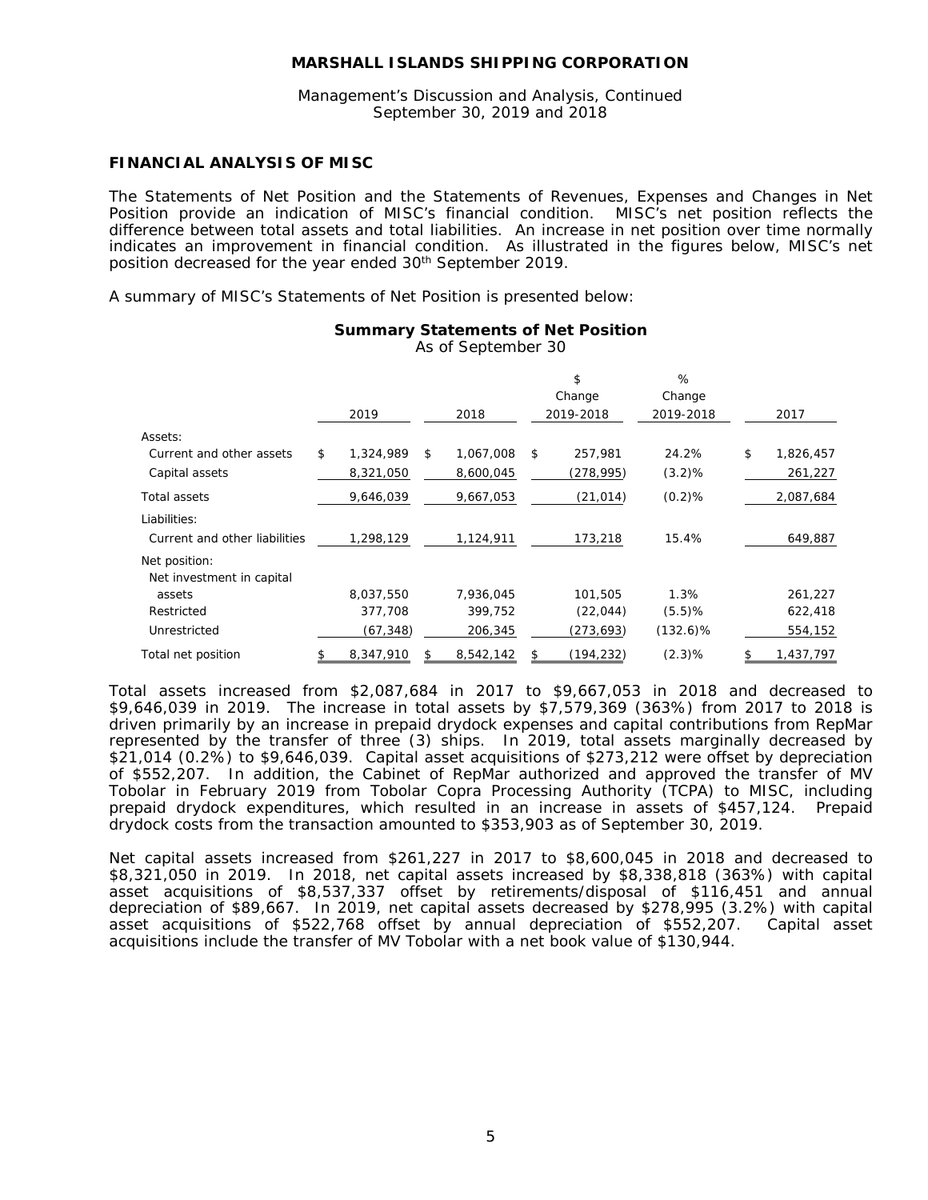## MARSHALL ISLANDS SHIPPING CORPORATION

Management's Discussion and Analysis, Continued
September 30, 2019 and 2018

### FINANCIAL ANALYSIS OF MISC

The Statements of Net Position and the Statements of Revenues, Expenses and Changes in Net Position provide an indication of MISC's financial condition. MISC's net position reflects the difference between total assets and total liabilities. An increase in net position over time normally indicates an improvement in financial condition. As illustrated in the figures below, MISC's net position decreased for the year ended 30th September 2019.

A summary of MISC's Statements of Net Position is presented below:

**Summary Statements of Net Position**
As of September 30

| | 2019 | 2018 | $ Change 2019-2018 | % Change 2019-2018 | 2017 |
|---|---|---|---|---|---|
| Assets: | | | | | |
| Current and other assets | $ 1,324,989 | $ 1,067,008 | $ 257,981 | 24.2% | $ 1,826,457 |
| Capital assets | 8,321,050 | 8,600,045 | (278,995) | (3.2)% | 261,227 |
| Total assets | 9,646,039 | 9,667,053 | (21,014) | (0.2)% | 2,087,684 |
| Liabilities: | | | | | |
| Current and other liabilities | 1,298,129 | 1,124,911 | 173,218 | 15.4% | 649,887 |
| Net position: | | | | | |
| Net investment in capital assets | 8,037,550 | 7,936,045 | 101,505 | 1.3% | 261,227 |
| Restricted | 377,708 | 399,752 | (22,044) | (5.5)% | 622,418 |
| Unrestricted | (67,348) | 206,345 | (273,693) | (132.6)% | 554,152 |
| Total net position | $ 8,347,910 | $ 8,542,142 | $ (194,232) | (2.3)% | $ 1,437,797 |

Total assets increased from $2,087,684 in 2017 to $9,667,053 in 2018 and decreased to $9,646,039 in 2019. The increase in total assets by $7,579,369 (363%) from 2017 to 2018 is driven primarily by an increase in prepaid drydock expenses and capital contributions from RepMar represented by the transfer of three (3) ships. In 2019, total assets marginally decreased by $21,014 (0.2%) to $9,646,039. Capital asset acquisitions of $273,212 were offset by depreciation of $552,207. In addition, the Cabinet of RepMar authorized and approved the transfer of MV Tobolar in February 2019 from Tobolar Copra Processing Authority (TCPA) to MISC, including prepaid drydock expenditures, which resulted in an increase in assets of $457,124. Prepaid drydock costs from the transaction amounted to $353,903 as of September 30, 2019.

Net capital assets increased from $261,227 in 2017 to $8,600,045 in 2018 and decreased to $8,321,050 in 2019. In 2018, net capital assets increased by $8,338,818 (363%) with capital asset acquisitions of $8,537,337 offset by retirements/disposal of $116,451 and annual depreciation of $89,667. In 2019, net capital assets decreased by $278,995 (3.2%) with capital asset acquisitions of $522,768 offset by annual depreciation of $552,207. Capital asset acquisitions include the transfer of MV Tobolar with a net book value of $130,944.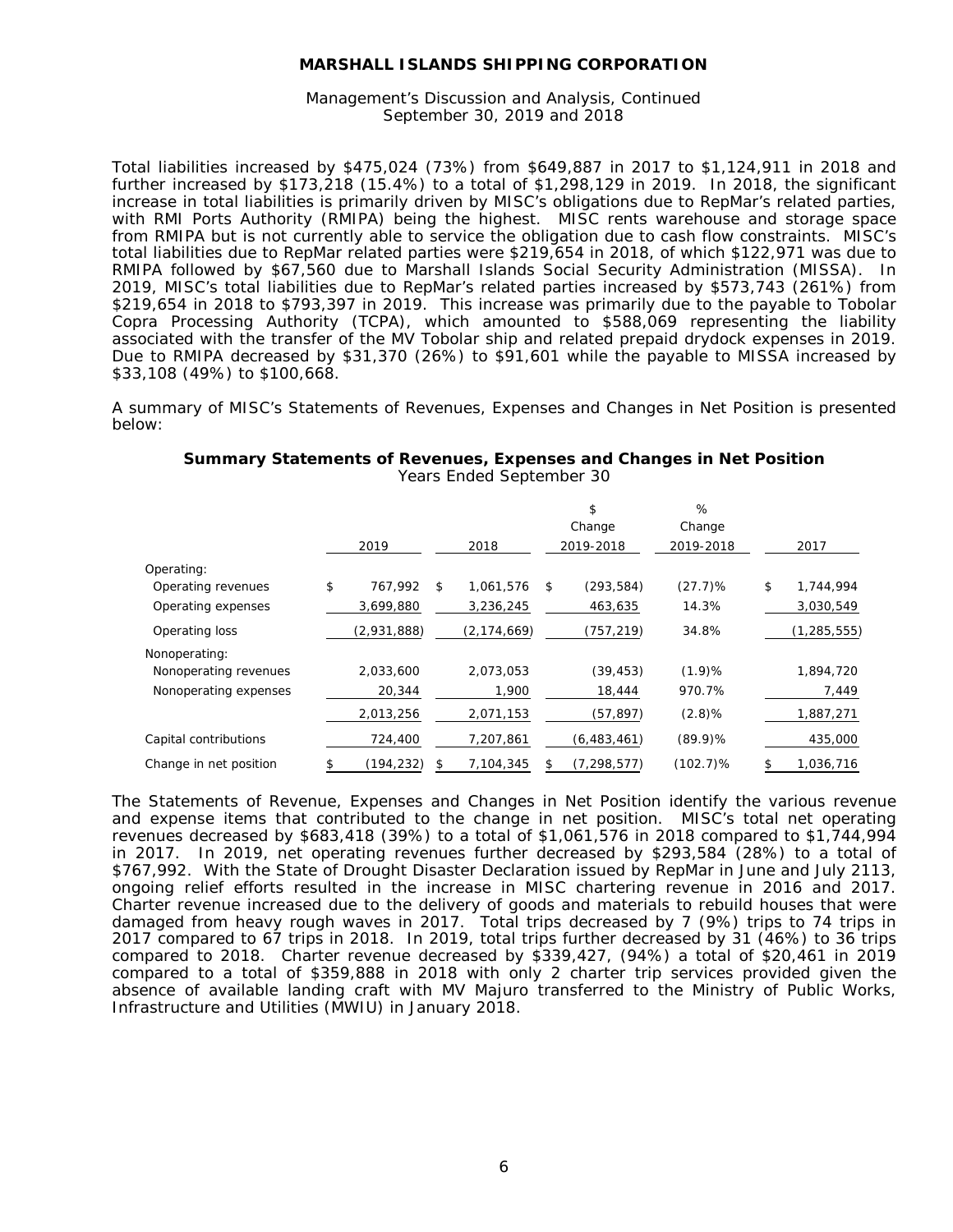Total liabilities increased by $475,024 (73%) from $649,887 in 2017 to $1,124,911 in 2018 and further increased by $173,218 (15.4%) to a total of $1,298,129 in 2019. In 2018, the significant increase in total liabilities is primarily driven by MISC's obligations due to RepMar's related parties, with RMI Ports Authority (RMIPA) being the highest. MISC rents warehouse and storage space from RMIPA but is not currently able to service the obligation due to cash flow constraints. MISC's total liabilities due to RepMar related parties were $219,654 in 2018, of which $122,971 was due to RMIPA followed by $67,560 due to Marshall Islands Social Security Administration (MISSA). In 2019, MISC's total liabilities due to RepMar's related parties increased by $573,743 (261%) from $219,654 in 2018 to $793,397 in 2019. This increase was primarily due to the payable to Tobolar Copra Processing Authority (TCPA), which amounted to $588,069 representing the liability associated with the transfer of the MV Tobolar ship and related prepaid drydock expenses in 2019. Due to RMIPA decreased by $31,370 (26%) to $91,601 while the payable to MISSA increased by $33,108 (49%) to $100,668.

A summary of MISC's Statements of Revenues, Expenses and Changes in Net Position is presented below:

**Summary Statements of Revenues, Expenses and Changes in Net Position**
Years Ended September 30

| | 2019 | 2018 | $ Change 2019-2018 | % Change 2019-2018 | 2017 |
|---|---|---|---|---|---|
| Operating: | | | | | |
| Operating revenues | $ 767,992 | $ 1,061,576 | $ (293,584) | (27.7)% | $ 1,744,994 |
| Operating expenses | 3,699,880 | 3,236,245 | 463,635 | 14.3% | 3,030,549 |
| Operating loss | (2,931,888) | (2,174,669) | (757,219) | 34.8% | (1,285,555) |
| Nonoperating: | | | | | |
| Nonoperating revenues | 2,033,600 | 2,073,053 | (39,453) | (1.9)% | 1,894,720 |
| Nonoperating expenses | 20,344 | 1,900 | 18,444 | 970.7% | 7,449 |
| | 2,013,256 | 2,071,153 | (57,897) | (2.8)% | 1,887,271 |
| Capital contributions | 724,400 | 7,207,861 | (6,483,461) | (89.9)% | 435,000 |
| Change in net position | $ (194,232) | $ 7,104,345 | $ (7,298,577) | (102.7)% | $ 1,036,716 |

The Statements of Revenue, Expenses and Changes in Net Position identify the various revenue and expense items that contributed to the change in net position. MISC's total net operating revenues decreased by $683,418 (39%) to a total of $1,061,576 in 2018 compared to $1,744,994 in 2017. In 2019, net operating revenues further decreased by $293,584 (28%) to a total of $767,992. With the State of Drought Disaster Declaration issued by RepMar in June and July 2113, ongoing relief efforts resulted in the increase in MISC chartering revenue in 2016 and 2017. Charter revenue increased due to the delivery of goods and materials to rebuild houses that were damaged from heavy rough waves in 2017. Total trips decreased by 7 (9%) trips to 74 trips in 2017 compared to 67 trips in 2018. In 2019, total trips further decreased by 31 (46%) to 36 trips compared to 2018. Charter revenue decreased by $339,427, (94%) a total of $20,461 in 2019 compared to a total of $359,888 in 2018 with only 2 charter trip services provided given the absence of available landing craft with MV Majuro transferred to the Ministry of Public Works, Infrastructure and Utilities (MWIU) in January 2018.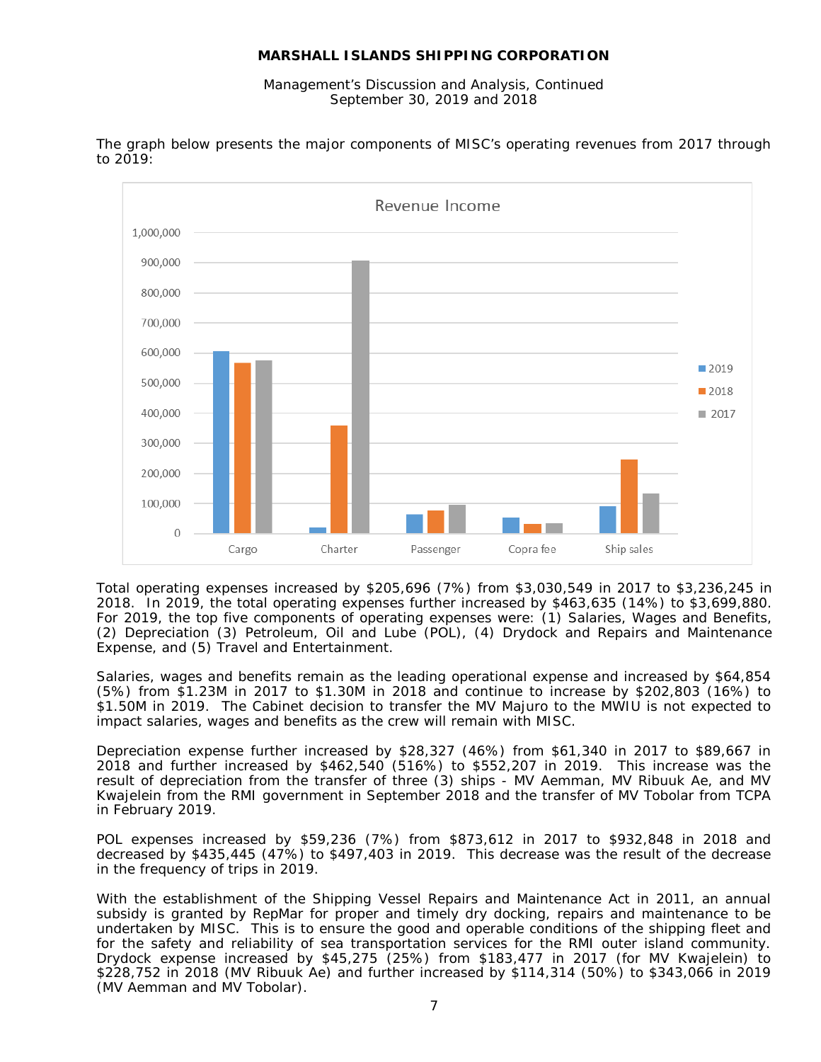The graph below presents the major components of MISC's operating revenues from 2017 through to 2019:

Total operating expenses increased by $205,696 (7%) from $3,030,549 in 2017 to $3,236,245 in 2018. In 2019, the total operating expenses further increased by $463,635 (14%) to $3,699,880. For 2019, the top five components of operating expenses were: (1) Salaries, Wages and Benefits, (2) Depreciation (3) Petroleum, Oil and Lube (POL), (4) Drydock and Repairs and Maintenance Expense, and (5) Travel and Entertainment.

Salaries, wages and benefits remain as the leading operational expense and increased by $64,854 (5%) from $1.23M in 2017 to $1.30M in 2018 and continue to increase by $202,803 (16%) to $1.50M in 2019. The Cabinet decision to transfer the MV Majuro to the MWIU is not expected to impact salaries, wages and benefits as the crew will remain with MISC.

Depreciation expense further increased by $28,327 (46%) from $61,340 in 2017 to $89,667 in 2018 and further increased by $462,540 (516%) to $552,207 in 2019. This increase was the result of depreciation from the transfer of three (3) ships - MV Aemman, MV Ribuuk Ae, and MV Kwajelein from the RMI government in September 2018 and the transfer of MV Tobolar from TCPA in February 2019.

POL expenses increased by $59,236 (7%) from $873,612 in 2017 to $932,848 in 2018 and decreased by $435,445 (47%) to $497,403 in 2019. This decrease was the result of the decrease in the frequency of trips in 2019.

With the establishment of the Shipping Vessel Repairs and Maintenance Act in 2011, an annual subsidy is granted by RepMar for proper and timely dry docking, repairs and maintenance to be undertaken by MISC. This is to ensure the good and operable conditions of the shipping fleet and for the safety and reliability of sea transportation services for the RMI outer island community. Drydock expense increased by $45,275 (25%) from $183,477 in 2017 (for MV Kwajelein) to $228,752 in 2018 (MV Ribuuk Ae) and further increased by $114,314 (50%) to $343,066 in 2019 (MV Aemman and MV Tobolar).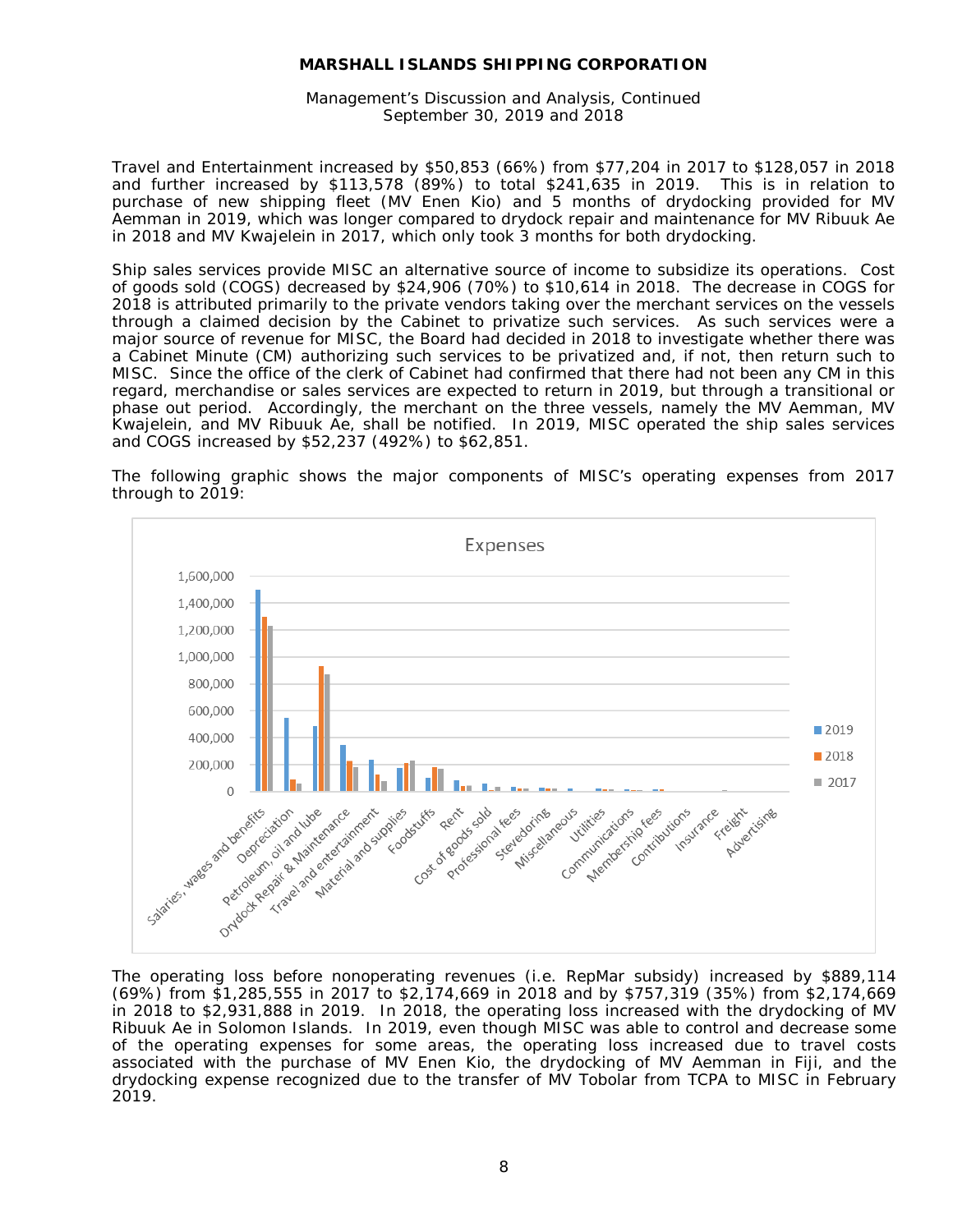Travel and Entertainment increased by $50,853 (66%) from $77,204 in 2017 to $128,057 in 2018 and further increased by $113,578 (89%) to total $241,635 in 2019. This is in relation to purchase of new shipping fleet (MV Enen Kio) and 5 months of drydocking provided for MV Aemman in 2019, which was longer compared to drydock repair and maintenance for MV Ribuuk Ae in 2018 and MV Kwajelein in 2017, which only took 3 months for both drydocking.

Ship sales services provide MISC an alternative source of income to subsidize its operations. Cost of goods sold (COGS) decreased by $24,906 (70%) to $10,614 in 2018. The decrease in COGS for 2018 is attributed primarily to the private vendors taking over the merchant services on the vessels through a claimed decision by the Cabinet to privatize such services. As such services were a major source of revenue for MISC, the Board had decided in 2018 to investigate whether there was a Cabinet Minute (CM) authorizing such services to be privatized and, if not, then return such to MISC. Since the office of the clerk of Cabinet had confirmed that there had not been any CM in this regard, merchandise or sales services are expected to return in 2019, but through a transitional or phase out period. Accordingly, the merchant on the three vessels, namely the MV Aemman, MV Kwajelein, and MV Ribuuk Ae, shall be notified. In 2019, MISC operated the ship sales services and COGS increased by $52,237 (492%) to $62,851.

The following graphic shows the major components of MISC's operating expenses from 2017 through to 2019:

The operating loss before nonoperating revenues (i.e. RepMar subsidy) increased by $889,114 (69%) from $1,285,555 in 2017 to $2,174,669 in 2018 and by $757,319 (35%) from $2,174,669 in 2018 to $2,931,888 in 2019. In 2018, the operating loss increased with the drydocking of MV Ribuuk Ae in Solomon Islands. In 2019, even though MISC was able to control and decrease some of the operating expenses for some areas, the operating loss increased due to travel costs associated with the purchase of MV Enen Kio, the drydocking of MV Aemman in Fiji, and the drydocking expense recognized due to the transfer of MV Tobolar from TCPA to MISC in February 2019.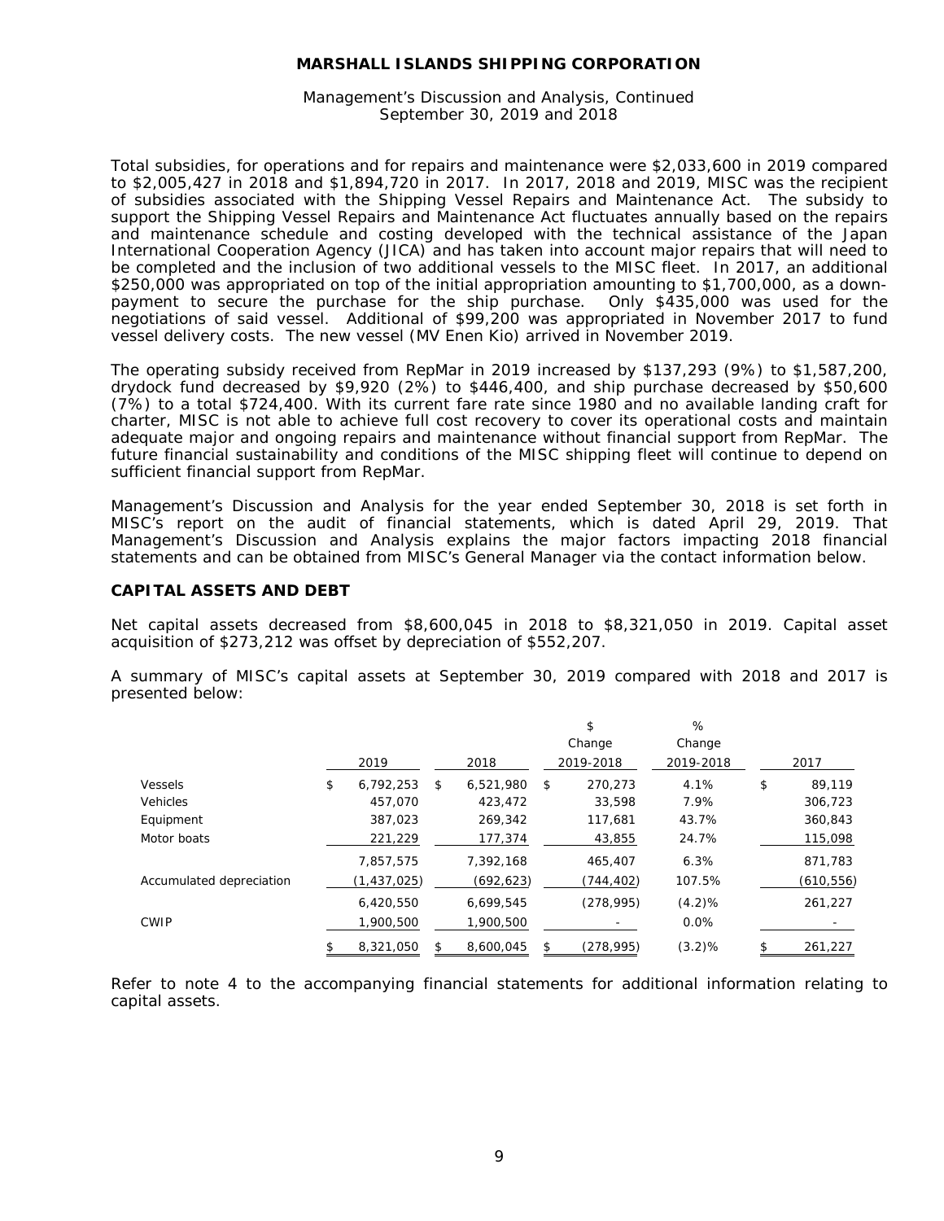**MARSHALL ISLANDS SHIPPING CORPORATION**

Management's Discussion and Analysis, Continued
September 30, 2019 and 2018

Total subsidies, for operations and for repairs and maintenance were $2,033,600 in 2019 compared to $2,005,427 in 2018 and $1,894,720 in 2017. In 2017, 2018 and 2019, MISC was the recipient of subsidies associated with the Shipping Vessel Repairs and Maintenance Act. The subsidy to support the Shipping Vessel Repairs and Maintenance Act fluctuates annually based on the repairs and maintenance schedule and costing developed with the technical assistance of the Japan International Cooperation Agency (JICA) and has taken into account major repairs that will need to be completed and the inclusion of two additional vessels to the MISC fleet. In 2017, an additional $250,000 was appropriated on top of the initial appropriation amounting to $1,700,000, as a down-payment to secure the purchase for the ship purchase. Only $435,000 was used for the negotiations of said vessel. Additional of $99,200 was appropriated in November 2017 to fund vessel delivery costs. The new vessel (MV Enen Kio) arrived in November 2019.

The operating subsidy received from RepMar in 2019 increased by $137,293 (9%) to $1,587,200, drydock fund decreased by $9,920 (2%) to $446,400, and ship purchase decreased by $50,600 (7%) to a total $724,400. With its current fare rate since 1980 and no available landing craft for charter, MISC is not able to achieve full cost recovery to cover its operational costs and maintain adequate major and ongoing repairs and maintenance without financial support from RepMar. The future financial sustainability and conditions of the MISC shipping fleet will continue to depend on sufficient financial support from RepMar.

Management's Discussion and Analysis for the year ended September 30, 2018 is set forth in MISC's report on the audit of financial statements, which is dated April 29, 2019. That Management's Discussion and Analysis explains the major factors impacting 2018 financial statements and can be obtained from MISC's General Manager via the contact information below.

## CAPITAL ASSETS AND DEBT

Net capital assets decreased from $8,600,045 in 2018 to $8,321,050 in 2019. Capital asset acquisition of $273,212 was offset by depreciation of $552,207.

A summary of MISC's capital assets at September 30, 2019 compared with 2018 and 2017 is presented below:

| | 2019 | 2018 | $ Change 2019-2018 | % Change 2019-2018 | 2017 |
|---|---|---|---|---|---|
| Vessels | $ 6,792,253 | $ 6,521,980 | $ 270,273 | 4.1% | $ 89,119 |
| Vehicles | 457,070 | 423,472 | 33,598 | 7.9% | 306,723 |
| Equipment | 387,023 | 269,342 | 117,681 | 43.7% | 360,843 |
| Motor boats | 221,229 | 177,374 | 43,855 | 24.7% | 115,098 |
| | 7,857,575 | 7,392,168 | 465,407 | 6.3% | 871,783 |
| Accumulated depreciation | (1,437,025) | (692,623) | (744,402) | 107.5% | (610,556) |
| | 6,420,550 | 6,699,545 | (278,995) | (4.2)% | 261,227 |
| CWIP | 1,900,500 | 1,900,500 | - | 0.0% | - |
| | $ 8,321,050 | $ 8,600,045 | $ (278,995) | (3.2)% | $ 261,227 |

Refer to note 4 to the accompanying financial statements for additional information relating to capital assets.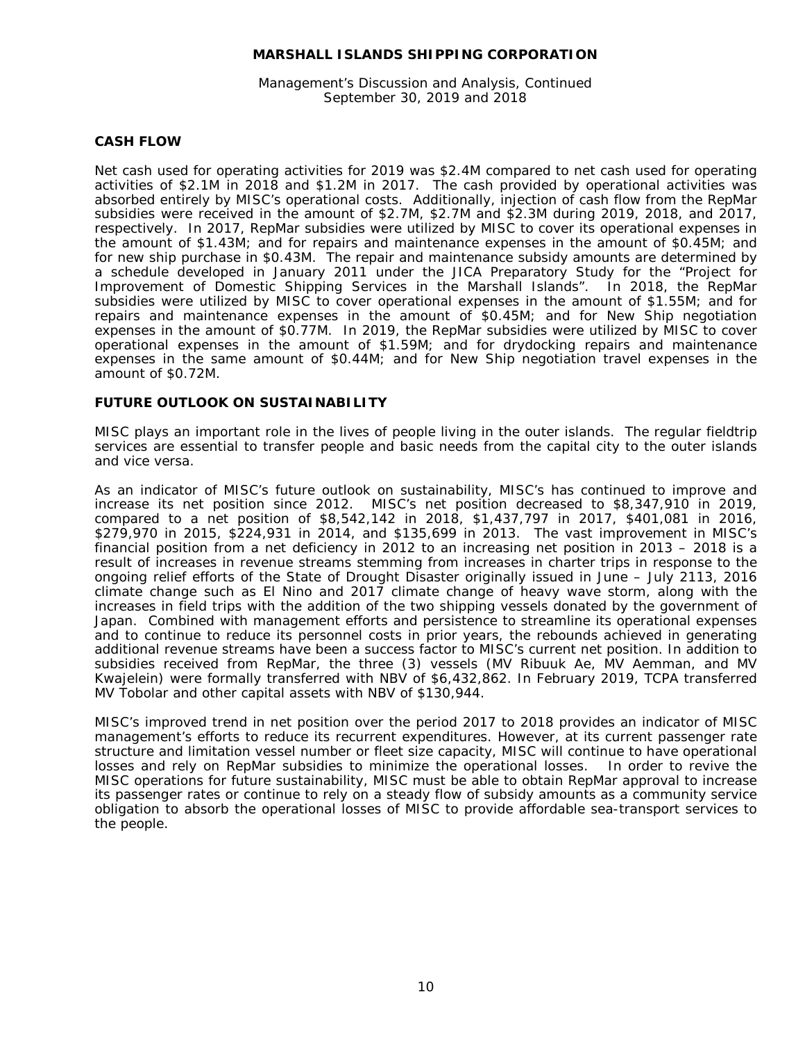## CASH FLOW

Net cash used for operating activities for 2019 was $2.4M compared to net cash used for operating activities of $2.1M in 2018 and $1.2M in 2017. The cash provided by operational activities was absorbed entirely by MISC's operational costs. Additionally, injection of cash flow from the RepMar subsidies were received in the amount of $2.7M, $2.7M and $2.3M during 2019, 2018, and 2017, respectively. In 2017, RepMar subsidies were utilized by MISC to cover its operational expenses in the amount of $1.43M; and for repairs and maintenance expenses in the amount of $0.45M; and for new ship purchase in $0.43M. The repair and maintenance subsidy amounts are determined by a schedule developed in January 2011 under the JICA Preparatory Study for the "Project for Improvement of Domestic Shipping Services in the Marshall Islands". In 2018, the RepMar subsidies were utilized by MISC to cover operational expenses in the amount of $1.55M; and for repairs and maintenance expenses in the amount of $0.45M; and for New Ship negotiation expenses in the amount of $0.77M. In 2019, the RepMar subsidies were utilized by MISC to cover operational expenses in the amount of $1.59M; and for drydocking repairs and maintenance expenses in the same amount of $0.44M; and for New Ship negotiation travel expenses in the amount of $0.72M.

## FUTURE OUTLOOK ON SUSTAINABILITY

MISC plays an important role in the lives of people living in the outer islands. The regular fieldtrip services are essential to transfer people and basic needs from the capital city to the outer islands and vice versa.

As an indicator of MISC's future outlook on sustainability, MISC's has continued to improve and increase its net position since 2012. MISC's net position decreased to $8,347,910 in 2019, compared to a net position of $8,542,142 in 2018, $1,437,797 in 2017, $401,081 in 2016, $279,970 in 2015, $224,931 in 2014, and $135,699 in 2013. The vast improvement in MISC's financial position from a net deficiency in 2012 to an increasing net position in 2013 – 2018 is a result of increases in revenue streams stemming from increases in charter trips in response to the ongoing relief efforts of the State of Drought Disaster originally issued in June – July 2113, 2016 climate change such as El Nino and 2017 climate change of heavy wave storm, along with the increases in field trips with the addition of the two shipping vessels donated by the government of Japan. Combined with management efforts and persistence to streamline its operational expenses and to continue to reduce its personnel costs in prior years, the rebounds achieved in generating additional revenue streams have been a success factor to MISC's current net position. In addition to subsidies received from RepMar, the three (3) vessels (MV Ribuuk Ae, MV Aemman, and MV Kwajelein) were formally transferred with NBV of $6,432,862. In February 2019, TCPA transferred MV Tobolar and other capital assets with NBV of $130,944.

MISC's improved trend in net position over the period 2017 to 2018 provides an indicator of MISC management's efforts to reduce its recurrent expenditures. However, at its current passenger rate structure and limitation vessel number or fleet size capacity, MISC will continue to have operational losses and rely on RepMar subsidies to minimize the operational losses. In order to revive the MISC operations for future sustainability, MISC must be able to obtain RepMar approval to increase its passenger rates or continue to rely on a steady flow of subsidy amounts as a community service obligation to absorb the operational losses of MISC to provide affordable sea-transport services to the people.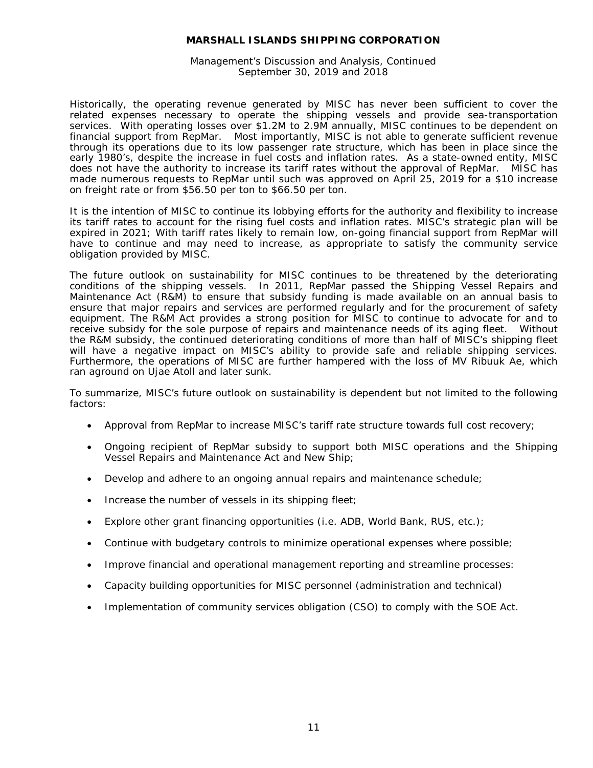**MARSHALL ISLANDS SHIPPING CORPORATION**

Management's Discussion and Analysis, Continued
September 30, 2019 and 2018

Historically, the operating revenue generated by MISC has never been sufficient to cover the related expenses necessary to operate the shipping vessels and provide sea-transportation services. With operating losses over $1.2M to 2.9M annually, MISC continues to be dependent on financial support from RepMar. Most importantly, MISC is not able to generate sufficient revenue through its operations due to its low passenger rate structure, which has been in place since the early 1980's, despite the increase in fuel costs and inflation rates. As a state-owned entity, MISC does not have the authority to increase its tariff rates without the approval of RepMar. MISC has made numerous requests to RepMar until such was approved on April 25, 2019 for a $10 increase on freight rate or from $56.50 per ton to $66.50 per ton.

It is the intention of MISC to continue its lobbying efforts for the authority and flexibility to increase its tariff rates to account for the rising fuel costs and inflation rates. MISC's strategic plan will be expired in 2021; With tariff rates likely to remain low, on-going financial support from RepMar will have to continue and may need to increase, as appropriate to satisfy the community service obligation provided by MISC.

The future outlook on sustainability for MISC continues to be threatened by the deteriorating conditions of the shipping vessels. In 2011, RepMar passed the Shipping Vessel Repairs and Maintenance Act (R&M) to ensure that subsidy funding is made available on an annual basis to ensure that major repairs and services are performed regularly and for the procurement of safety equipment. The R&M Act provides a strong position for MISC to continue to advocate for and to receive subsidy for the sole purpose of repairs and maintenance needs of its aging fleet. Without the R&M subsidy, the continued deteriorating conditions of more than half of MISC's shipping fleet will have a negative impact on MISC's ability to provide safe and reliable shipping services. Furthermore, the operations of MISC are further hampered with the loss of MV Ribuuk Ae, which ran aground on Ujae Atoll and later sunk.

To summarize, MISC's future outlook on sustainability is dependent but not limited to the following factors:

- Approval from RepMar to increase MISC's tariff rate structure towards full cost recovery;
- Ongoing recipient of RepMar subsidy to support both MISC operations and the Shipping Vessel Repairs and Maintenance Act and New Ship;
- Develop and adhere to an ongoing annual repairs and maintenance schedule;
- Increase the number of vessels in its shipping fleet;
- Explore other grant financing opportunities (i.e. ADB, World Bank, RUS, etc.);
- Continue with budgetary controls to minimize operational expenses where possible;
- Improve financial and operational management reporting and streamline processes:
- Capacity building opportunities for MISC personnel (administration and technical)
- Implementation of community services obligation (CSO) to comply with the SOE Act.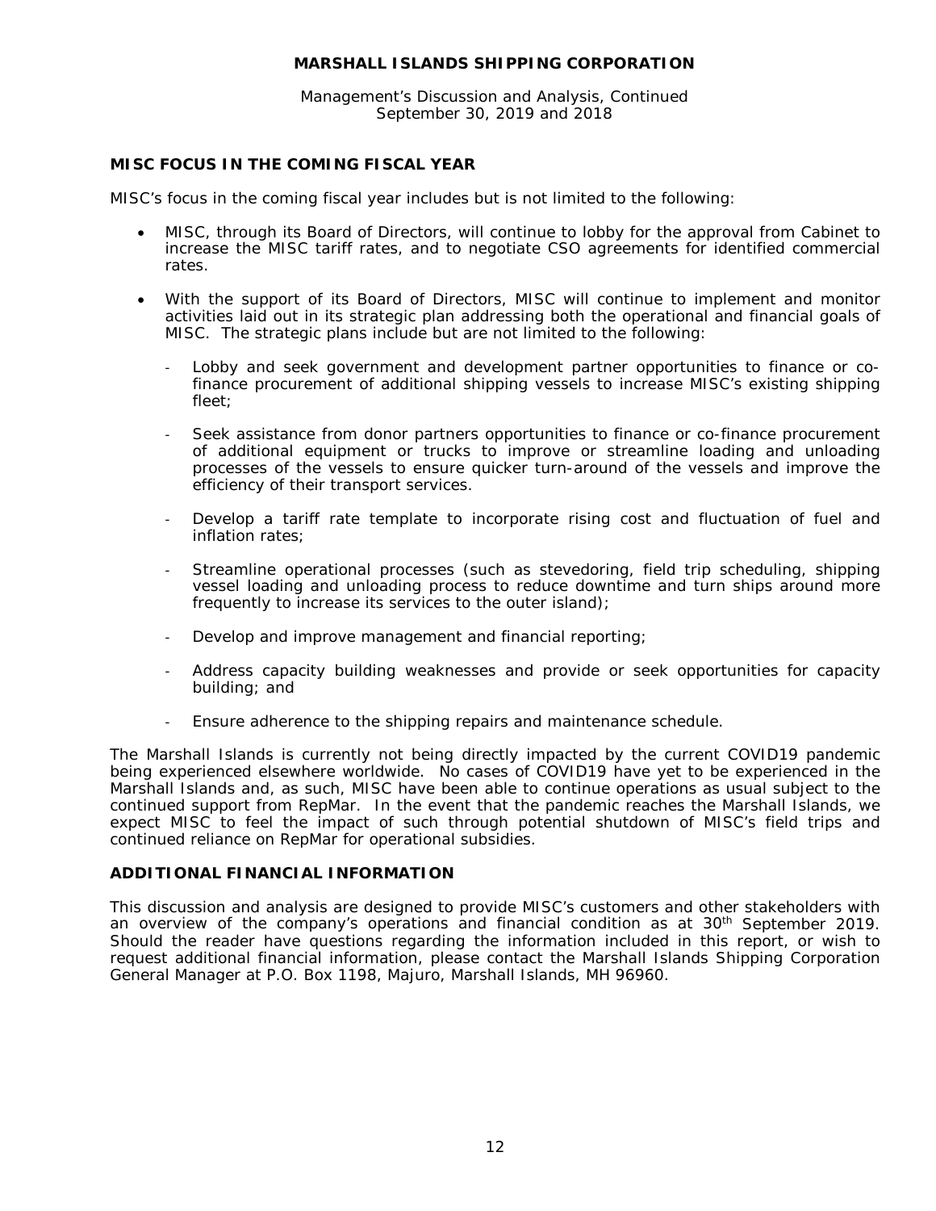## MISC FOCUS IN THE COMING FISCAL YEAR

MISC's focus in the coming fiscal year includes but is not limited to the following:

- MISC, through its Board of Directors, will continue to lobby for the approval from Cabinet to increase the MISC tariff rates, and to negotiate CSO agreements for identified commercial rates.
- With the support of its Board of Directors, MISC will continue to implement and monitor activities laid out in its strategic plan addressing both the operational and financial goals of MISC. The strategic plans include but are not limited to the following:
  - Lobby and seek government and development partner opportunities to finance or co-finance procurement of additional shipping vessels to increase MISC's existing shipping fleet;
  - Seek assistance from donor partners opportunities to finance or co-finance procurement of additional equipment or trucks to improve or streamline loading and unloading processes of the vessels to ensure quicker turn-around of the vessels and improve the efficiency of their transport services.
  - Develop a tariff rate template to incorporate rising cost and fluctuation of fuel and inflation rates;
  - Streamline operational processes (such as stevedoring, field trip scheduling, shipping vessel loading and unloading process to reduce downtime and turn ships around more frequently to increase its services to the outer island);
  - Develop and improve management and financial reporting;
  - Address capacity building weaknesses and provide or seek opportunities for capacity building; and
  - Ensure adherence to the shipping repairs and maintenance schedule.

The Marshall Islands is currently not being directly impacted by the current COVID19 pandemic being experienced elsewhere worldwide. No cases of COVID19 have yet to be experienced in the Marshall Islands and, as such, MISC have been able to continue operations as usual subject to the continued support from RepMar. In the event that the pandemic reaches the Marshall Islands, we expect MISC to feel the impact of such through potential shutdown of MISC's field trips and continued reliance on RepMar for operational subsidies.

## ADDITIONAL FINANCIAL INFORMATION

This discussion and analysis are designed to provide MISC's customers and other stakeholders with an overview of the company's operations and financial condition as at 30th September 2019. Should the reader have questions regarding the information included in this report, or wish to request additional financial information, please contact the Marshall Islands Shipping Corporation General Manager at P.O. Box 1198, Majuro, Marshall Islands, MH 96960.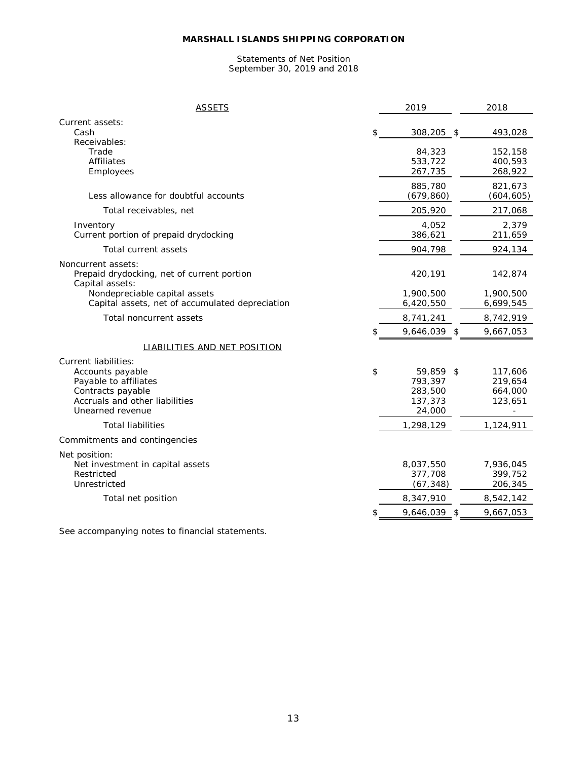**MARSHALL ISLANDS SHIPPING CORPORATION**

Statements of Net Position
September 30, 2019 and 2018

| ASSETS | 2019 | 2018 |
|---|---|---|
| Current assets: | | |
| Cash | $ 308,205 | $ 493,028 |
| Receivables: | | |
| Trade | 84,323 | 152,158 |
| Affiliates | 533,722 | 400,593 |
| Employees | 267,735 | 268,922 |
| | 885,780 | 821,673 |
| Less allowance for doubtful accounts | (679,860) | (604,605) |
| Total receivables, net | 205,920 | 217,068 |
| Inventory | 4,052 | 2,379 |
| Current portion of prepaid drydocking | 386,621 | 211,659 |
| Total current assets | 904,798 | 924,134 |
| Noncurrent assets: | | |
| Prepaid drydocking, net of current portion | 420,191 | 142,874 |
| Capital assets: | | |
| Nondepreciable capital assets | 1,900,500 | 1,900,500 |
| Capital assets, net of accumulated depreciation | 6,420,550 | 6,699,545 |
| Total noncurrent assets | 8,741,241 | 8,742,919 |
| | $ 9,646,039 | $ 9,667,053 |
| LIABILITIES AND NET POSITION | | |
| Current liabilities: | | |
| Accounts payable | $ 59,859 | $ 117,606 |
| Payable to affiliates | 793,397 | 219,654 |
| Contracts payable | 283,500 | 664,000 |
| Accruals and other liabilities | 137,373 | 123,651 |
| Unearned revenue | 24,000 | - |
| Total liabilities | 1,298,129 | 1,124,911 |
| Commitments and contingencies | | |
| Net position: | | |
| Net investment in capital assets | 8,037,550 | 7,936,045 |
| Restricted | 377,708 | 399,752 |
| Unrestricted | (67,348) | 206,345 |
| Total net position | 8,347,910 | 8,542,142 |
| | $ 9,646,039 | $ 9,667,053 |

See accompanying notes to financial statements.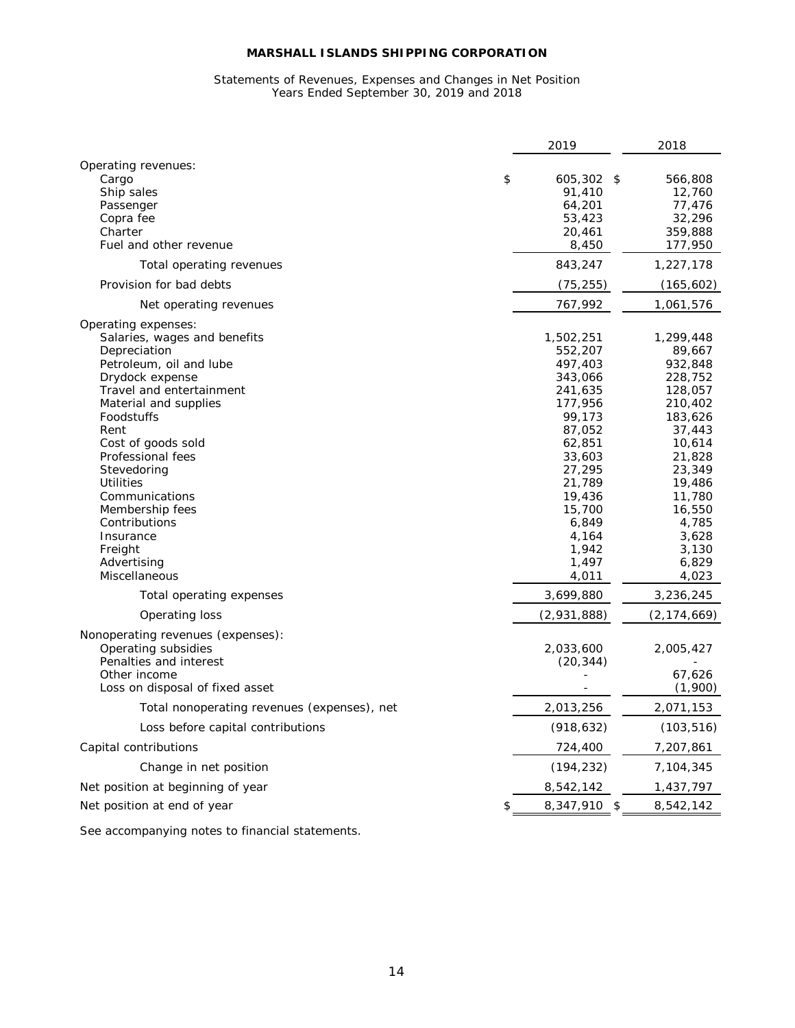# MARSHALL ISLANDS SHIPPING CORPORATION

Statements of Revenues, Expenses and Changes in Net Position
Years Ended September 30, 2019 and 2018

| | 2019 | 2018 |
|---|---|---|
| Operating revenues: | | |
| Cargo | $ 605,302 | $ 566,808 |
| Ship sales | 91,410 | 12,760 |
| Passenger | 64,201 | 77,476 |
| Copra fee | 53,423 | 32,296 |
| Charter | 20,461 | 359,888 |
| Fuel and other revenue | 8,450 | 177,950 |
| Total operating revenues | 843,247 | 1,227,178 |
| Provision for bad debts | (75,255) | (165,602) |
| Net operating revenues | 767,992 | 1,061,576 |
| Operating expenses: | | |
| Salaries, wages and benefits | 1,502,251 | 1,299,448 |
| Depreciation | 552,207 | 89,667 |
| Petroleum, oil and lube | 497,403 | 932,848 |
| Drydock expense | 343,066 | 228,752 |
| Travel and entertainment | 241,635 | 128,057 |
| Material and supplies | 177,956 | 210,402 |
| Foodstuffs | 99,173 | 183,626 |
| Rent | 87,052 | 37,443 |
| Cost of goods sold | 62,851 | 10,614 |
| Professional fees | 33,603 | 21,828 |
| Stevedoring | 27,295 | 23,349 |
| Utilities | 21,789 | 19,486 |
| Communications | 19,436 | 11,780 |
| Membership fees | 15,700 | 16,550 |
| Contributions | 6,849 | 4,785 |
| Insurance | 4,164 | 3,628 |
| Freight | 1,942 | 3,130 |
| Advertising | 1,497 | 6,829 |
| Miscellaneous | 4,011 | 4,023 |
| Total operating expenses | 3,699,880 | 3,236,245 |
| Operating loss | (2,931,888) | (2,174,669) |
| Nonoperating revenues (expenses): | | |
| Operating subsidies | 2,033,600 | 2,005,427 |
| Penalties and interest | (20,344) | - |
| Other income | - | 67,626 |
| Loss on disposal of fixed asset | - | (1,900) |
| Total nonoperating revenues (expenses), net | 2,013,256 | 2,071,153 |
| Loss before capital contributions | (918,632) | (103,516) |
| Capital contributions | 724,400 | 7,207,861 |
| Change in net position | (194,232) | 7,104,345 |
| Net position at beginning of year | 8,542,142 | 1,437,797 |
| Net position at end of year | $ 8,347,910 | $ 8,542,142 |

See accompanying notes to financial statements.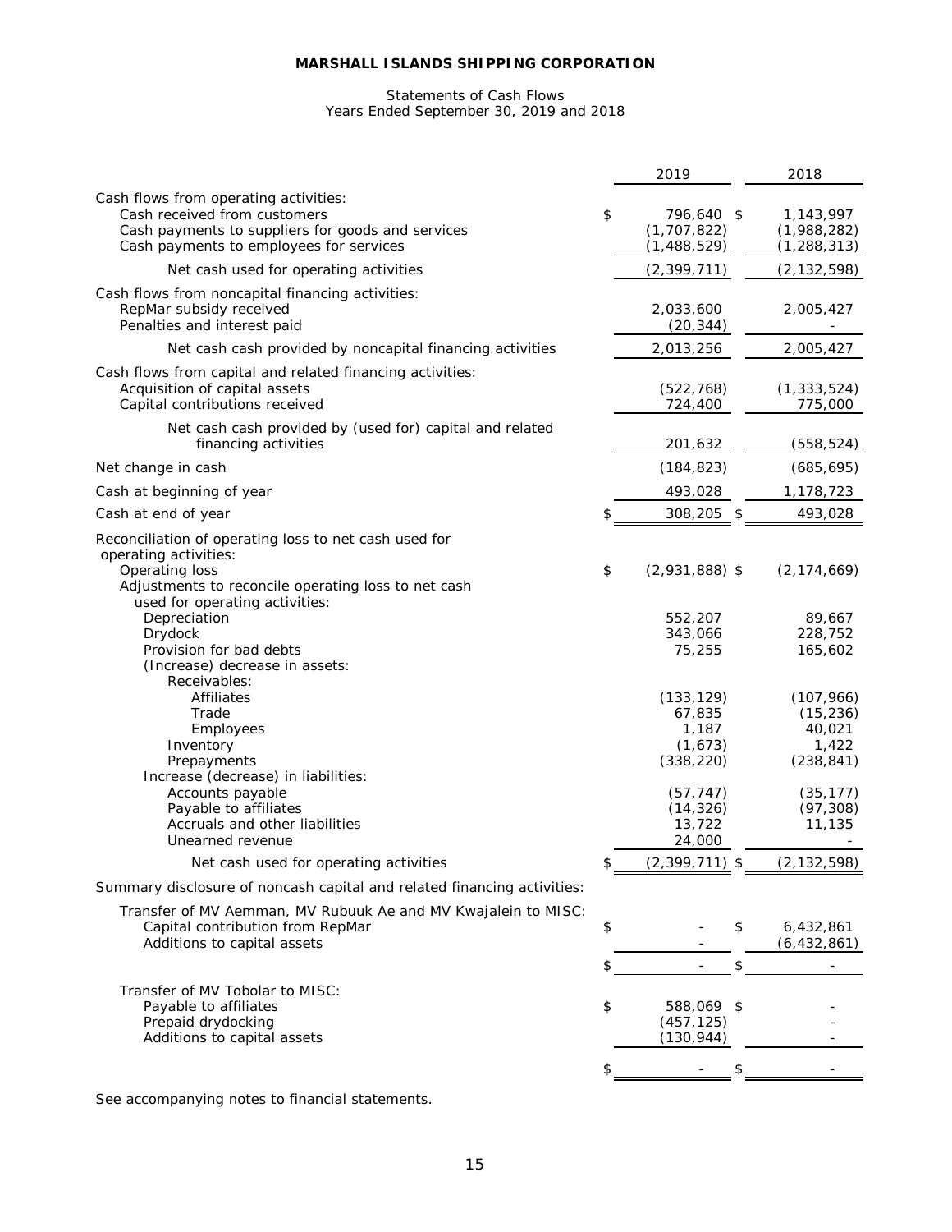# MARSHALL ISLANDS SHIPPING CORPORATION

Statements of Cash Flows
Years Ended September 30, 2019 and 2018

| | 2019 | 2018 |
|---|---|---|
| Cash flows from operating activities: | | |
| Cash received from customers | $ 796,640 | $ 1,143,997 |
| Cash payments to suppliers for goods and services | (1,707,822) | (1,988,282) |
| Cash payments to employees for services | (1,488,529) | (1,288,313) |
| Net cash used for operating activities | (2,399,711) | (2,132,598) |
| Cash flows from noncapital financing activities: | | |
| RepMar subsidy received | 2,033,600 | 2,005,427 |
| Penalties and interest paid | (20,344) | - |
| Net cash cash provided by noncapital financing activities | 2,013,256 | 2,005,427 |
| Cash flows from capital and related financing activities: | | |
| Acquisition of capital assets | (522,768) | (1,333,524) |
| Capital contributions received | 724,400 | 775,000 |
| Net cash cash provided by (used for) capital and related financing activities | 201,632 | (558,524) |
| Net change in cash | (184,823) | (685,695) |
| Cash at beginning of year | 493,028 | 1,178,723 |
| Cash at end of year | $ 308,205 | $ 493,028 |
| Reconciliation of operating loss to net cash used for operating activities: | | |
| Operating loss | $ (2,931,888) | $ (2,174,669) |
| Adjustments to reconcile operating loss to net cash used for operating activities: | | |
| Depreciation | 552,207 | 89,667 |
| Drydock | 343,066 | 228,752 |
| Provision for bad debts | 75,255 | 165,602 |
| (Increase) decrease in assets: | | |
| Receivables: | | |
| Affiliates | (133,129) | (107,966) |
| Trade | 67,835 | (15,236) |
| Employees | 1,187 | 40,021 |
| Inventory | (1,673) | 1,422 |
| Prepayments | (338,220) | (238,841) |
| Increase (decrease) in liabilities: | | |
| Accounts payable | (57,747) | (35,177) |
| Payable to affiliates | (14,326) | (97,308) |
| Accruals and other liabilities | 13,722 | 11,135 |
| Unearned revenue | 24,000 | - |
| Net cash used for operating activities | $ (2,399,711) | $ (2,132,598) |
| Summary disclosure of noncash capital and related financing activities: | | |
| Transfer of MV Aemman, MV Rubuuk Ae and MV Kwajalein to MISC: | | |
| Capital contribution from RepMar | $ - | $ 6,432,861 |
| Additions to capital assets | - | (6,432,861) |
| | $ - | $ - |
| Transfer of MV Tobolar to MISC: | | |
| Payable to affiliates | $ 588,069 | $ - |
| Prepaid drydocking | (457,125) | - |
| Additions to capital assets | (130,944) | - |
| | $ - | $ - |

See accompanying notes to financial statements.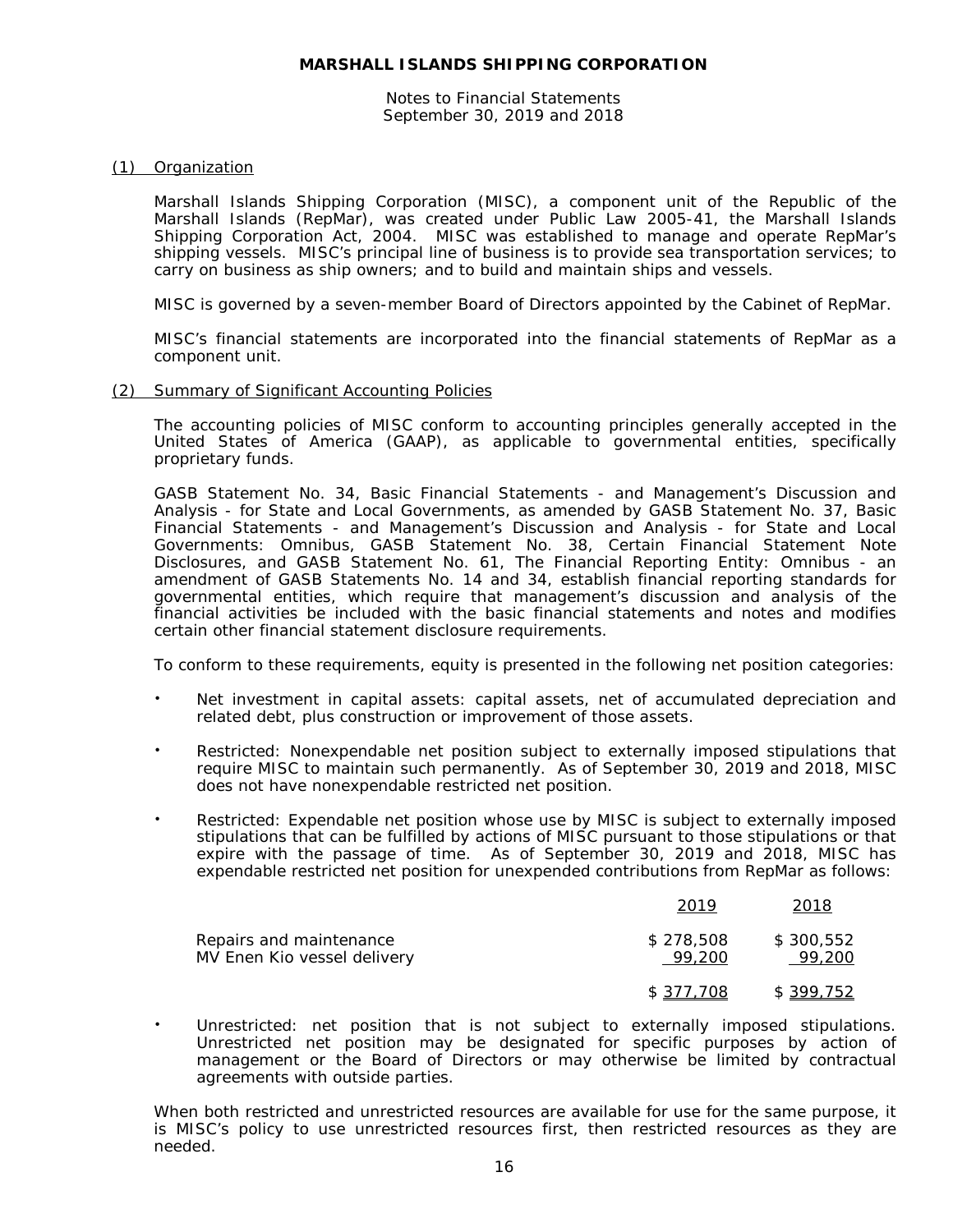# MARSHALL ISLANDS SHIPPING CORPORATION

Notes to Financial Statements
September 30, 2019 and 2018

## (1) Organization

Marshall Islands Shipping Corporation (MISC), a component unit of the Republic of the Marshall Islands (RepMar), was created under Public Law 2005-41, the Marshall Islands Shipping Corporation Act, 2004. MISC was established to manage and operate RepMar's shipping vessels. MISC's principal line of business is to provide sea transportation services; to carry on business as ship owners; and to build and maintain ships and vessels.

MISC is governed by a seven-member Board of Directors appointed by the Cabinet of RepMar.

MISC's financial statements are incorporated into the financial statements of RepMar as a component unit.

## (2) Summary of Significant Accounting Policies

The accounting policies of MISC conform to accounting principles generally accepted in the United States of America (GAAP), as applicable to governmental entities, specifically proprietary funds.

GASB Statement No. 34, Basic Financial Statements - and Management's Discussion and Analysis - for State and Local Governments, as amended by GASB Statement No. 37, Basic Financial Statements - and Management's Discussion and Analysis - for State and Local Governments: Omnibus, GASB Statement No. 38, Certain Financial Statement Note Disclosures, and GASB Statement No. 61, The Financial Reporting Entity: Omnibus - an amendment of GASB Statements No. 14 and 34, establish financial reporting standards for governmental entities, which require that management's discussion and analysis of the financial activities be included with the basic financial statements and notes and modifies certain other financial statement disclosure requirements.

To conform to these requirements, equity is presented in the following net position categories:

- Net investment in capital assets: capital assets, net of accumulated depreciation and related debt, plus construction or improvement of those assets.

- Restricted: Nonexpendable net position subject to externally imposed stipulations that require MISC to maintain such permanently. As of September 30, 2019 and 2018, MISC does not have nonexpendable restricted net position.

- Restricted: Expendable net position whose use by MISC is subject to externally imposed stipulations that can be fulfilled by actions of MISC pursuant to those stipulations or that expire with the passage of time. As of September 30, 2019 and 2018, MISC has expendable restricted net position for unexpended contributions from RepMar as follows:

| | 2019 | 2018 |
|---|---|---|
| Repairs and maintenance | $ 278,508 | $ 300,552 |
| MV Enen Kio vessel delivery | 99,200 | 99,200 |
| | $ 377,708 | $ 399,752 |

- Unrestricted: net position that is not subject to externally imposed stipulations. Unrestricted net position may be designated for specific purposes by action of management or the Board of Directors or may otherwise be limited by contractual agreements with outside parties.

When both restricted and unrestricted resources are available for use for the same purpose, it is MISC's policy to use unrestricted resources first, then restricted resources as they are needed.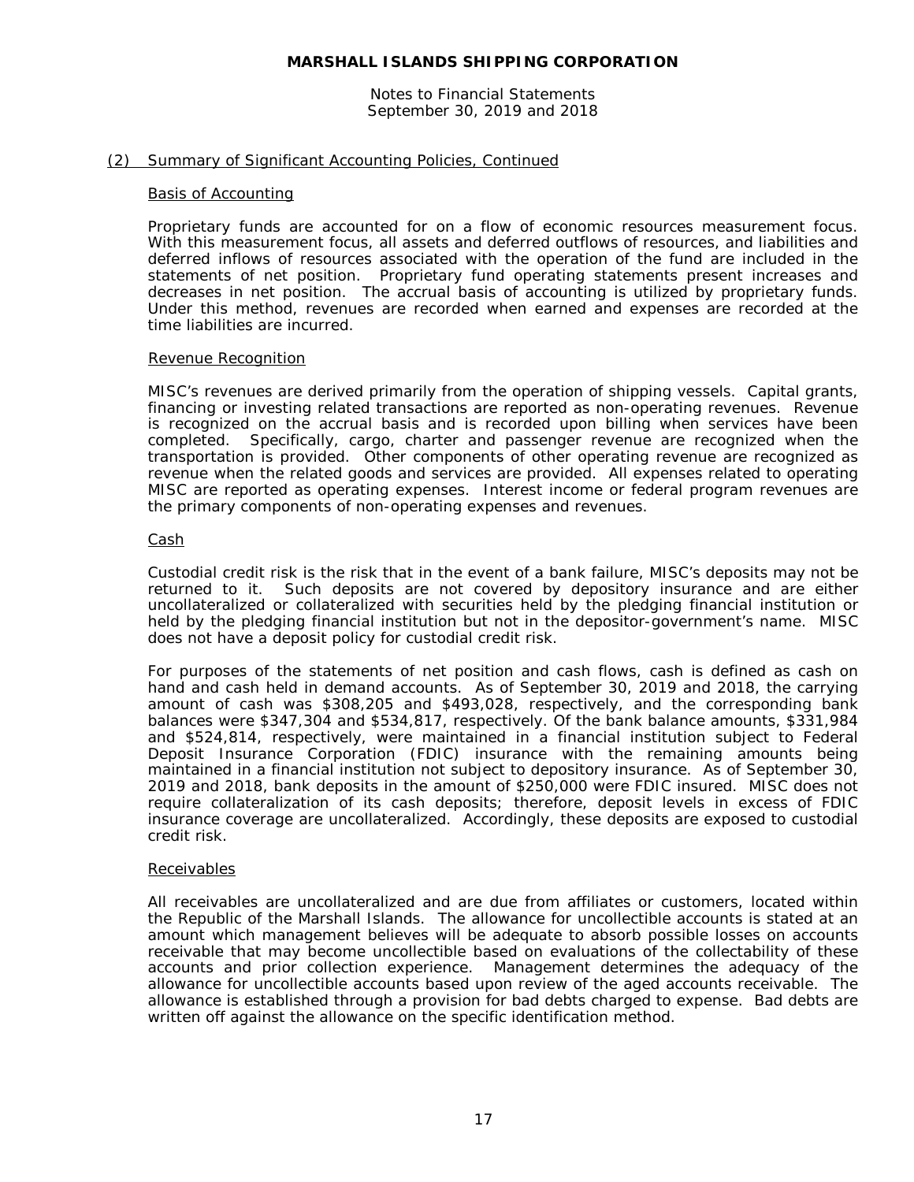## (2) Summary of Significant Accounting Policies, Continued

### Basis of Accounting

Proprietary funds are accounted for on a flow of economic resources measurement focus. With this measurement focus, all assets and deferred outflows of resources, and liabilities and deferred inflows of resources associated with the operation of the fund are included in the statements of net position. Proprietary fund operating statements present increases and decreases in net position. The accrual basis of accounting is utilized by proprietary funds. Under this method, revenues are recorded when earned and expenses are recorded at the time liabilities are incurred.

### Revenue Recognition

MISC's revenues are derived primarily from the operation of shipping vessels. Capital grants, financing or investing related transactions are reported as non-operating revenues. Revenue is recognized on the accrual basis and is recorded upon billing when services have been completed. Specifically, cargo, charter and passenger revenue are recognized when the transportation is provided. Other components of other operating revenue are recognized as revenue when the related goods and services are provided. All expenses related to operating MISC are reported as operating expenses. Interest income or federal program revenues are the primary components of non-operating expenses and revenues.

### Cash

Custodial credit risk is the risk that in the event of a bank failure, MISC's deposits may not be returned to it. Such deposits are not covered by depository insurance and are either uncollateralized or collateralized with securities held by the pledging financial institution or held by the pledging financial institution but not in the depositor-government's name. MISC does not have a deposit policy for custodial credit risk.

For purposes of the statements of net position and cash flows, cash is defined as cash on hand and cash held in demand accounts. As of September 30, 2019 and 2018, the carrying amount of cash was $308,205 and $493,028, respectively, and the corresponding bank balances were $347,304 and $534,817, respectively. Of the bank balance amounts, $331,984 and $524,814, respectively, were maintained in a financial institution subject to Federal Deposit Insurance Corporation (FDIC) insurance with the remaining amounts being maintained in a financial institution not subject to depository insurance. As of September 30, 2019 and 2018, bank deposits in the amount of $250,000 were FDIC insured. MISC does not require collateralization of its cash deposits; therefore, deposit levels in excess of FDIC insurance coverage are uncollateralized. Accordingly, these deposits are exposed to custodial credit risk.

### Receivables

All receivables are uncollateralized and are due from affiliates or customers, located within the Republic of the Marshall Islands. The allowance for uncollectible accounts is stated at an amount which management believes will be adequate to absorb possible losses on accounts receivable that may become uncollectible based on evaluations of the collectability of these accounts and prior collection experience. Management determines the adequacy of the allowance for uncollectible accounts based upon review of the aged accounts receivable. The allowance is established through a provision for bad debts charged to expense. Bad debts are written off against the allowance on the specific identification method.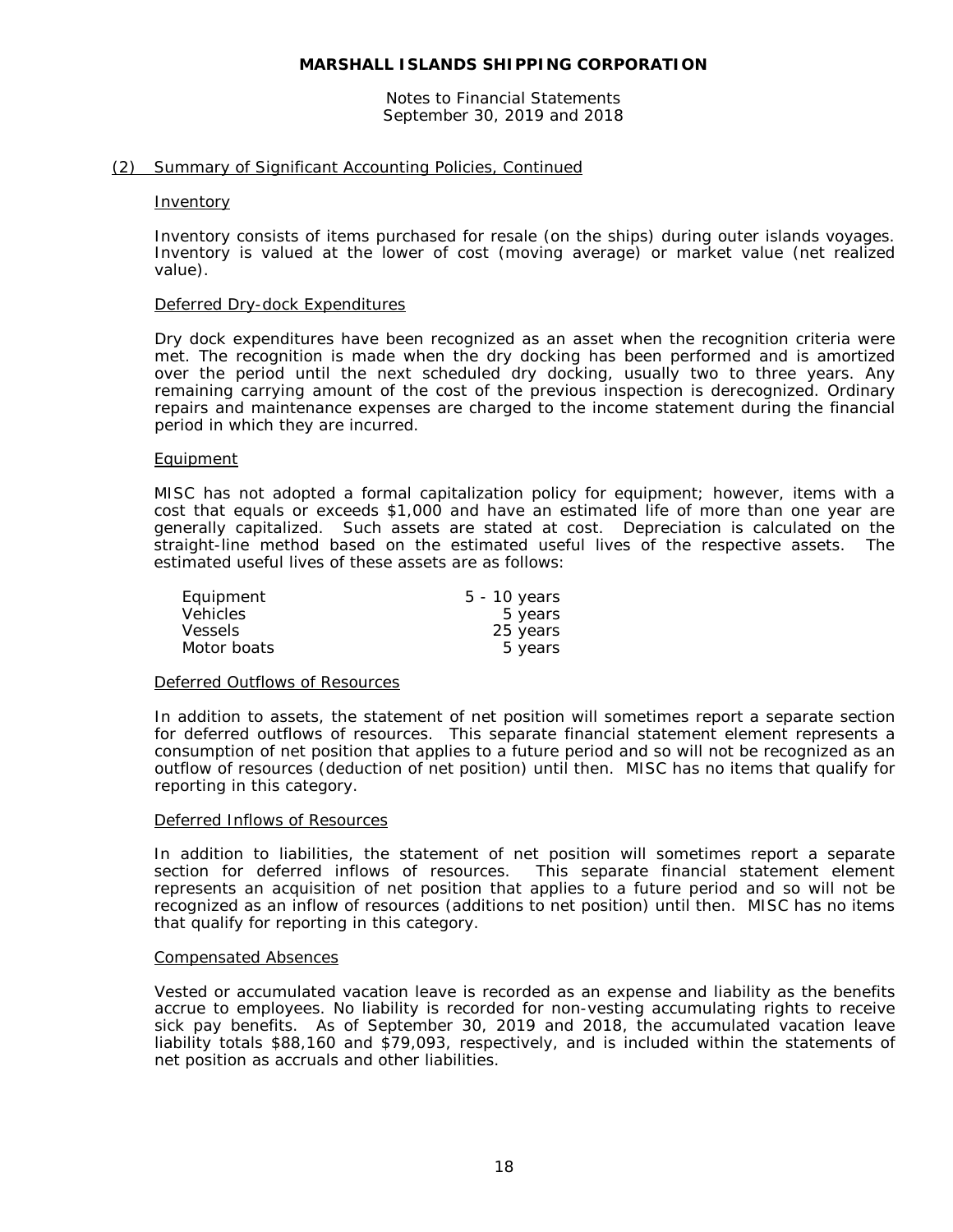**MARSHALL ISLANDS SHIPPING CORPORATION**

Notes to Financial Statements
September 30, 2019 and 2018

## (2) Summary of Significant Accounting Policies, Continued

### Inventory

Inventory consists of items purchased for resale (on the ships) during outer islands voyages. Inventory is valued at the lower of cost (moving average) or market value (net realized value).

### Deferred Dry-dock Expenditures

Dry dock expenditures have been recognized as an asset when the recognition criteria were met. The recognition is made when the dry docking has been performed and is amortized over the period until the next scheduled dry docking, usually two to three years. Any remaining carrying amount of the cost of the previous inspection is derecognized. Ordinary repairs and maintenance expenses are charged to the income statement during the financial period in which they are incurred.

### Equipment

MISC has not adopted a formal capitalization policy for equipment; however, items with a cost that equals or exceeds $1,000 and have an estimated life of more than one year are generally capitalized. Such assets are stated at cost. Depreciation is calculated on the straight-line method based on the estimated useful lives of the respective assets. The estimated useful lives of these assets are as follows:

| | |
|---|---|
| Equipment | 5 - 10 years |
| Vehicles | 5 years |
| Vessels | 25 years |
| Motor boats | 5 years |

### Deferred Outflows of Resources

In addition to assets, the statement of net position will sometimes report a separate section for deferred outflows of resources. This separate financial statement element represents a consumption of net position that applies to a future period and so will not be recognized as an outflow of resources (deduction of net position) until then. MISC has no items that qualify for reporting in this category.

### Deferred Inflows of Resources

In addition to liabilities, the statement of net position will sometimes report a separate section for deferred inflows of resources. This separate financial statement element represents an acquisition of net position that applies to a future period and so will not be recognized as an inflow of resources (additions to net position) until then. MISC has no items that qualify for reporting in this category.

### Compensated Absences

Vested or accumulated vacation leave is recorded as an expense and liability as the benefits accrue to employees. No liability is recorded for non-vesting accumulating rights to receive sick pay benefits. As of September 30, 2019 and 2018, the accumulated vacation leave liability totals $88,160 and $79,093, respectively, and is included within the statements of net position as accruals and other liabilities.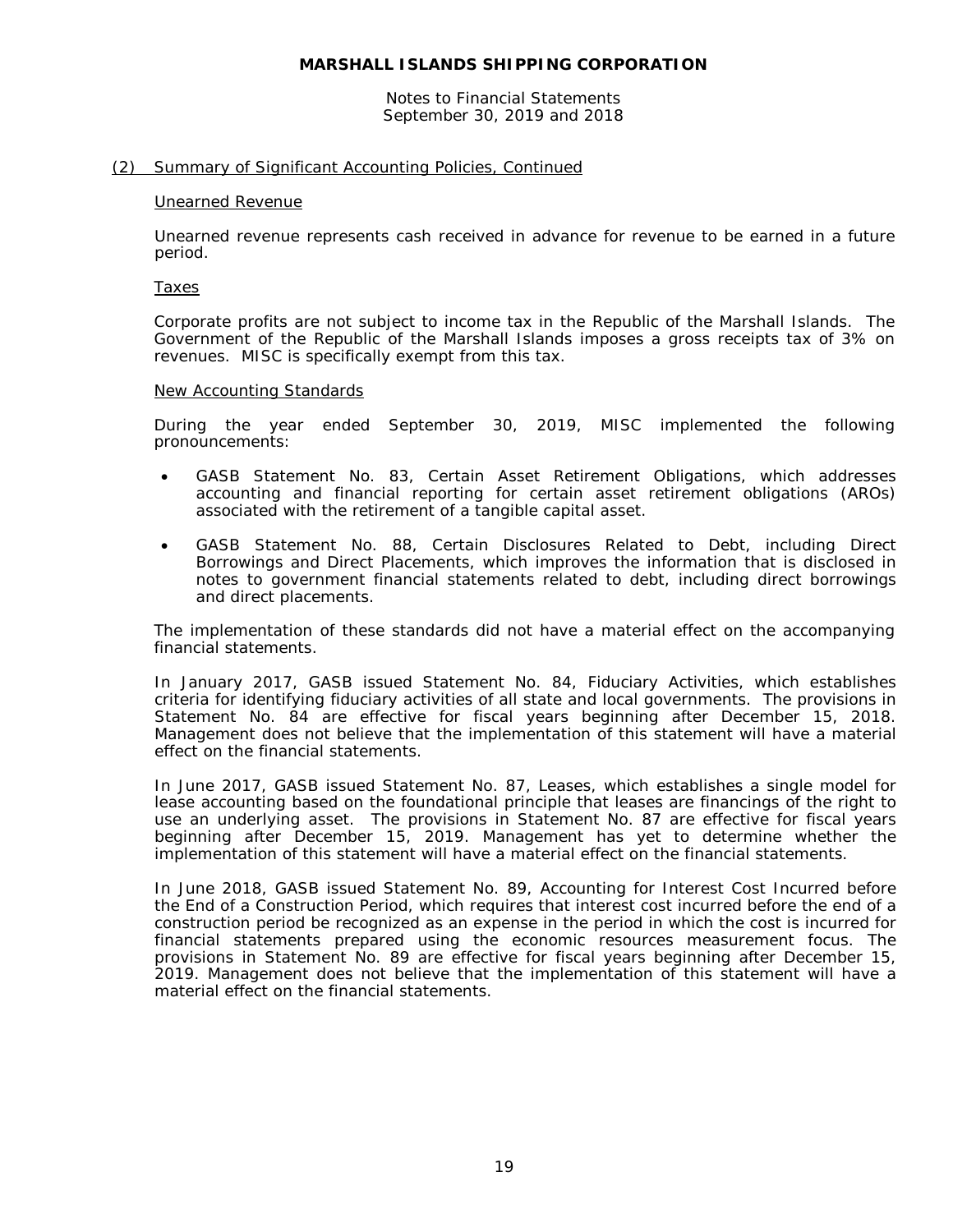## (2) Summary of Significant Accounting Policies, Continued

### Unearned Revenue

Unearned revenue represents cash received in advance for revenue to be earned in a future period.

### Taxes

Corporate profits are not subject to income tax in the Republic of the Marshall Islands. The Government of the Republic of the Marshall Islands imposes a gross receipts tax of 3% on revenues. MISC is specifically exempt from this tax.

### New Accounting Standards

During the year ended September 30, 2019, MISC implemented the following pronouncements:

- GASB Statement No. 83, Certain Asset Retirement Obligations, which addresses accounting and financial reporting for certain asset retirement obligations (AROs) associated with the retirement of a tangible capital asset.

- GASB Statement No. 88, Certain Disclosures Related to Debt, including Direct Borrowings and Direct Placements, which improves the information that is disclosed in notes to government financial statements related to debt, including direct borrowings and direct placements.

The implementation of these standards did not have a material effect on the accompanying financial statements.

In January 2017, GASB issued Statement No. 84, Fiduciary Activities, which establishes criteria for identifying fiduciary activities of all state and local governments. The provisions in Statement No. 84 are effective for fiscal years beginning after December 15, 2018. Management does not believe that the implementation of this statement will have a material effect on the financial statements.

In June 2017, GASB issued Statement No. 87, Leases, which establishes a single model for lease accounting based on the foundational principle that leases are financings of the right to use an underlying asset. The provisions in Statement No. 87 are effective for fiscal years beginning after December 15, 2019. Management has yet to determine whether the implementation of this statement will have a material effect on the financial statements.

In June 2018, GASB issued Statement No. 89, Accounting for Interest Cost Incurred before the End of a Construction Period, which requires that interest cost incurred before the end of a construction period be recognized as an expense in the period in which the cost is incurred for financial statements prepared using the economic resources measurement focus. The provisions in Statement No. 89 are effective for fiscal years beginning after December 15, 2019. Management does not believe that the implementation of this statement will have a material effect on the financial statements.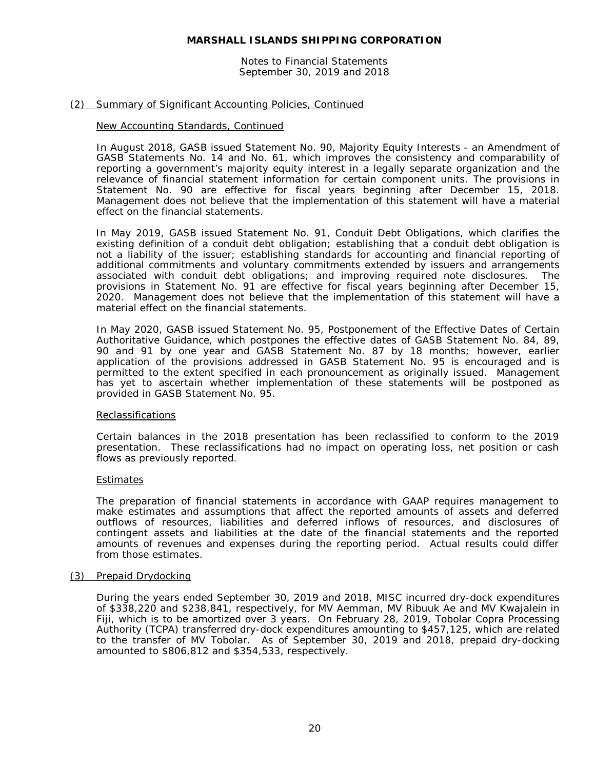## (2) Summary of Significant Accounting Policies, Continued

### New Accounting Standards, Continued

In August 2018, GASB issued Statement No. 90, Majority Equity Interests - an Amendment of GASB Statements No. 14 and No. 61, which improves the consistency and comparability of reporting a government's majority equity interest in a legally separate organization and the relevance of financial statement information for certain component units. The provisions in Statement No. 90 are effective for fiscal years beginning after December 15, 2018. Management does not believe that the implementation of this statement will have a material effect on the financial statements.

In May 2019, GASB issued Statement No. 91, Conduit Debt Obligations, which clarifies the existing definition of a conduit debt obligation; establishing that a conduit debt obligation is not a liability of the issuer; establishing standards for accounting and financial reporting of additional commitments and voluntary commitments extended by issuers and arrangements associated with conduit debt obligations; and improving required note disclosures. The provisions in Statement No. 91 are effective for fiscal years beginning after December 15, 2020. Management does not believe that the implementation of this statement will have a material effect on the financial statements.

In May 2020, GASB issued Statement No. 95, Postponement of the Effective Dates of Certain Authoritative Guidance, which postpones the effective dates of GASB Statement No. 84, 89, 90 and 91 by one year and GASB Statement No. 87 by 18 months; however, earlier application of the provisions addressed in GASB Statement No. 95 is encouraged and is permitted to the extent specified in each pronouncement as originally issued. Management has yet to ascertain whether implementation of these statements will be postponed as provided in GASB Statement No. 95.

### Reclassifications

Certain balances in the 2018 presentation has been reclassified to conform to the 2019 presentation. These reclassifications had no impact on operating loss, net position or cash flows as previously reported.

### Estimates

The preparation of financial statements in accordance with GAAP requires management to make estimates and assumptions that affect the reported amounts of assets and deferred outflows of resources, liabilities and deferred inflows of resources, and disclosures of contingent assets and liabilities at the date of the financial statements and the reported amounts of revenues and expenses during the reporting period. Actual results could differ from those estimates.

## (3) Prepaid Drydocking

During the years ended September 30, 2019 and 2018, MISC incurred dry-dock expenditures of $338,220 and $238,841, respectively, for MV Aemman, MV Ribuuk Ae and MV Kwajalein in Fiji, which is to be amortized over 3 years. On February 28, 2019, Tobolar Copra Processing Authority (TCPA) transferred dry-dock expenditures amounting to $457,125, which are related to the transfer of MV Tobolar. As of September 30, 2019 and 2018, prepaid dry-docking amounted to $806,812 and $354,533, respectively.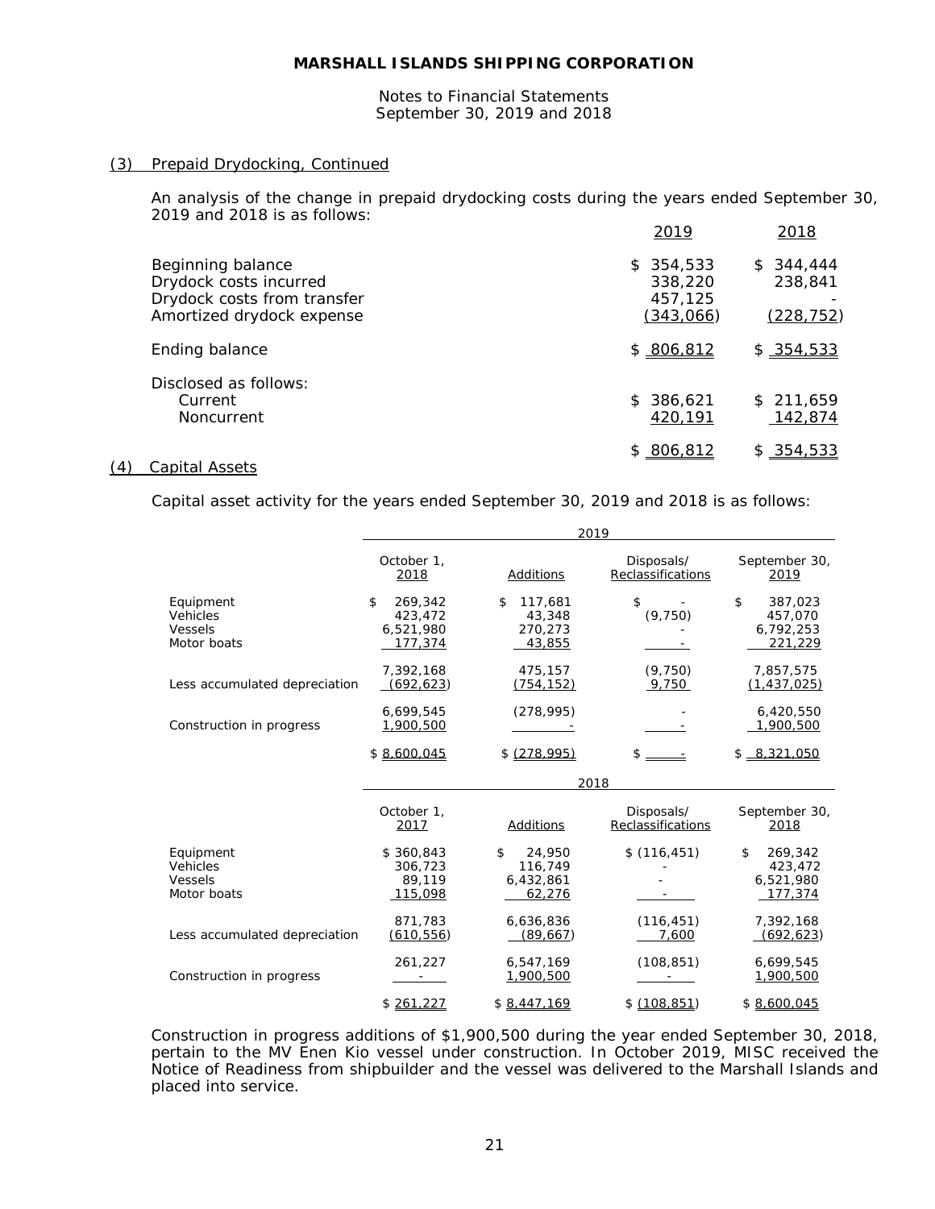MARSHALL ISLANDS SHIPPING CORPORATION

Notes to Financial Statements
September 30, 2019 and 2018

## (3) Prepaid Drydocking, Continued

An analysis of the change in prepaid drydocking costs during the years ended September 30, 2019 and 2018 is as follows:

| | 2019 | 2018 |
|---|---|---|
| Beginning balance | $ 354,533 | $ 344,444 |
| Drydock costs incurred | 338,220 | 238,841 |
| Drydock costs from transfer | 457,125 | - |
| Amortized drydock expense | (343,066) | (228,752) |
| Ending balance | $ 806,812 | $ 354,533 |
| Disclosed as follows: | | |
| Current | $ 386,621 | $ 211,659 |
| Noncurrent | 420,191 | 142,874 |
| | $ 806,812 | $ 354,533 |

## (4) Capital Assets

Capital asset activity for the years ended September 30, 2019 and 2018 is as follows:

| | 2019 | | | |
|---|---|---|---|---|
| | October 1, 2018 | Additions | Disposals/ Reclassifications | September 30, 2019 |
| Equipment | $ 269,342 | $ 117,681 | $ - | $ 387,023 |
| Vehicles | 423,472 | 43,348 | (9,750) | 457,070 |
| Vessels | 6,521,980 | 270,273 | - | 6,792,253 |
| Motor boats | 177,374 | 43,855 | - | 221,229 |
| | 7,392,168 | 475,157 | (9,750) | 7,857,575 |
| Less accumulated depreciation | (692,623) | (754,152) | 9,750 | (1,437,025) |
| | 6,699,545 | (278,995) | - | 6,420,550 |
| Construction in progress | 1,900,500 | - | - | 1,900,500 |
| | $ 8,600,045 | $ (278,995) | $ - | $ 8,321,050 |

| | 2018 | | | |
|---|---|---|---|---|
| | October 1, 2017 | Additions | Disposals/ Reclassifications | September 30, 2018 |
| Equipment | $ 360,843 | $ 24,950 | $ (116,451) | $ 269,342 |
| Vehicles | 306,723 | 116,749 | - | 423,472 |
| Vessels | 89,119 | 6,432,861 | - | 6,521,980 |
| Motor boats | 115,098 | 62,276 | - | 177,374 |
| | 871,783 | 6,636,836 | (116,451) | 7,392,168 |
| Less accumulated depreciation | (610,556) | (89,667) | 7,600 | (692,623) |
| | 261,227 | 6,547,169 | (108,851) | 6,699,545 |
| Construction in progress | - | 1,900,500 | - | 1,900,500 |
| | $ 261,227 | $ 8,447,169 | $ (108,851) | $ 8,600,045 |

Construction in progress additions of $1,900,500 during the year ended September 30, 2018, pertain to the MV Enen Kio vessel under construction. In October 2019, MISC received the Notice of Readiness from shipbuilder and the vessel was delivered to the Marshall Islands and placed into service.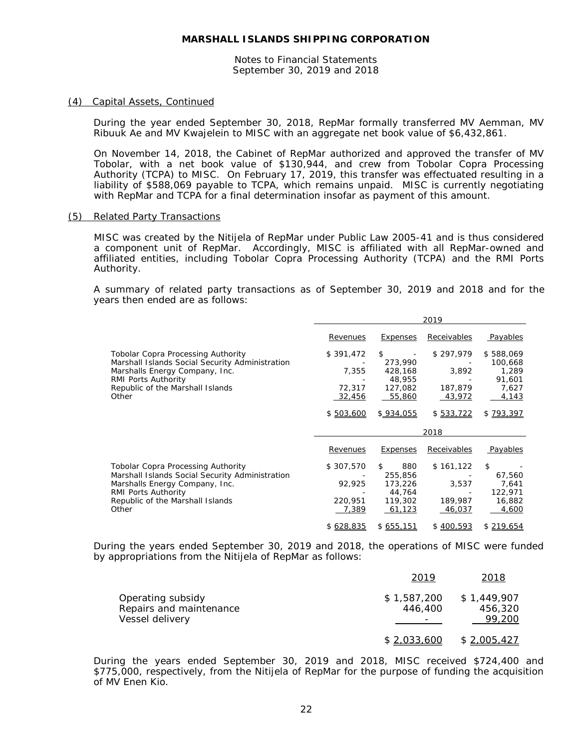# MARSHALL ISLANDS SHIPPING CORPORATION

Notes to Financial Statements
September 30, 2019 and 2018

## (4) Capital Assets, Continued

During the year ended September 30, 2018, RepMar formally transferred MV Aemman, MV Ribuuk Ae and MV Kwajelein to MISC with an aggregate net book value of $6,432,861.

On November 14, 2018, the Cabinet of RepMar authorized and approved the transfer of MV Tobolar, with a net book value of $130,944, and crew from Tobolar Copra Processing Authority (TCPA) to MISC. On February 17, 2019, this transfer was effectuated resulting in a liability of $588,069 payable to TCPA, which remains unpaid. MISC is currently negotiating with RepMar and TCPA for a final determination insofar as payment of this amount.

## (5) Related Party Transactions

MISC was created by the Nitijela of RepMar under Public Law 2005-41 and is thus considered a component unit of RepMar. Accordingly, MISC is affiliated with all RepMar-owned and affiliated entities, including Tobolar Copra Processing Authority (TCPA) and the RMI Ports Authority.

A summary of related party transactions as of September 30, 2019 and 2018 and for the years then ended are as follows:

| | 2019 | | | |
|---|---|---|---|---|
| | Revenues | Expenses | Receivables | Payables |
| Tobolar Copra Processing Authority | $ 391,472 | $ - | $ 297,979 | $ 588,069 |
| Marshall Islands Social Security Administration | - | 273,990 | - | 100,668 |
| Marshalls Energy Company, Inc. | 7,355 | 428,168 | 3,892 | 1,289 |
| RMI Ports Authority | - | 48,955 | - | 91,601 |
| Republic of the Marshall Islands | 72,317 | 127,082 | 187,879 | 7,627 |
| Other | 32,456 | 55,860 | 43,972 | 4,143 |
| | $ 503,600 | $ 934,055 | $ 533,722 | $ 793,397 |

| | 2018 | | | |
|---|---|---|---|---|
| | Revenues | Expenses | Receivables | Payables |
| Tobolar Copra Processing Authority | $ 307,570 | $ 880 | $ 161,122 | $ - |
| Marshall Islands Social Security Administration | - | 255,856 | - | 67,560 |
| Marshalls Energy Company, Inc. | 92,925 | 173,226 | 3,537 | 7,641 |
| RMI Ports Authority | - | 44,764 | - | 122,971 |
| Republic of the Marshall Islands | 220,951 | 119,302 | 189,987 | 16,882 |
| Other | 7,389 | 61,123 | 46,037 | 4,600 |
| | $ 628,835 | $ 655,151 | $ 400,593 | $ 219,654 |

During the years ended September 30, 2019 and 2018, the operations of MISC were funded by appropriations from the Nitijela of RepMar as follows:

| | 2019 | 2018 |
|---|---|---|
| Operating subsidy | $ 1,587,200 | $ 1,449,907 |
| Repairs and maintenance | 446,400 | 456,320 |
| Vessel delivery | - | 99,200 |
| | $ 2,033,600 | $ 2,005,427 |

During the years ended September 30, 2019 and 2018, MISC received $724,400 and $775,000, respectively, from the Nitijela of RepMar for the purpose of funding the acquisition of MV Enen Kio.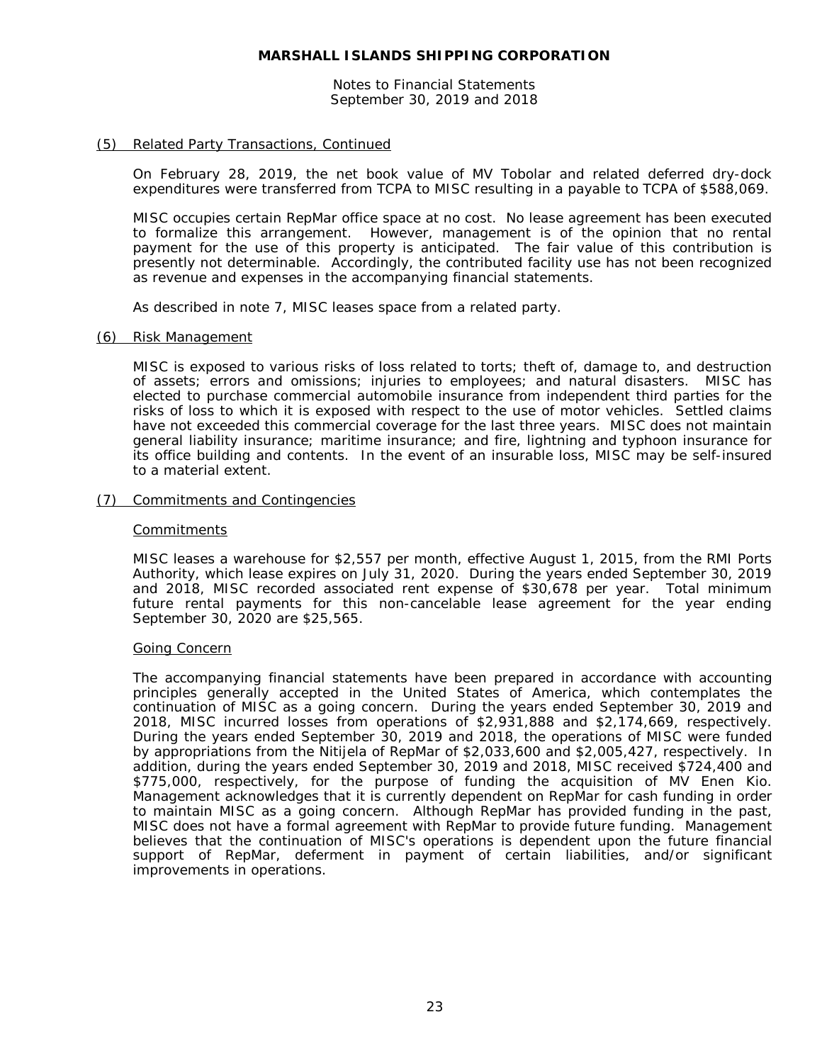## (5) Related Party Transactions, Continued

On February 28, 2019, the net book value of MV Tobolar and related deferred dry-dock expenditures were transferred from TCPA to MISC resulting in a payable to TCPA of $588,069.

MISC occupies certain RepMar office space at no cost. No lease agreement has been executed to formalize this arrangement. However, management is of the opinion that no rental payment for the use of this property is anticipated. The fair value of this contribution is presently not determinable. Accordingly, the contributed facility use has not been recognized as revenue and expenses in the accompanying financial statements.

As described in note 7, MISC leases space from a related party.

## (6) Risk Management

MISC is exposed to various risks of loss related to torts; theft of, damage to, and destruction of assets; errors and omissions; injuries to employees; and natural disasters. MISC has elected to purchase commercial automobile insurance from independent third parties for the risks of loss to which it is exposed with respect to the use of motor vehicles. Settled claims have not exceeded this commercial coverage for the last three years. MISC does not maintain general liability insurance; maritime insurance; and fire, lightning and typhoon insurance for its office building and contents. In the event of an insurable loss, MISC may be self-insured to a material extent.

## (7) Commitments and Contingencies

### Commitments

MISC leases a warehouse for $2,557 per month, effective August 1, 2015, from the RMI Ports Authority, which lease expires on July 31, 2020. During the years ended September 30, 2019 and 2018, MISC recorded associated rent expense of $30,678 per year. Total minimum future rental payments for this non-cancelable lease agreement for the year ending September 30, 2020 are $25,565.

### Going Concern

The accompanying financial statements have been prepared in accordance with accounting principles generally accepted in the United States of America, which contemplates the continuation of MISC as a going concern. During the years ended September 30, 2019 and 2018, MISC incurred losses from operations of $2,931,888 and $2,174,669, respectively. During the years ended September 30, 2019 and 2018, the operations of MISC were funded by appropriations from the Nitijela of RepMar of $2,033,600 and $2,005,427, respectively. In addition, during the years ended September 30, 2019 and 2018, MISC received $724,400 and $775,000, respectively, for the purpose of funding the acquisition of MV Enen Kio. Management acknowledges that it is currently dependent on RepMar for cash funding in order to maintain MISC as a going concern. Although RepMar has provided funding in the past, MISC does not have a formal agreement with RepMar to provide future funding. Management believes that the continuation of MISC's operations is dependent upon the future financial support of RepMar, deferment in payment of certain liabilities, and/or significant improvements in operations.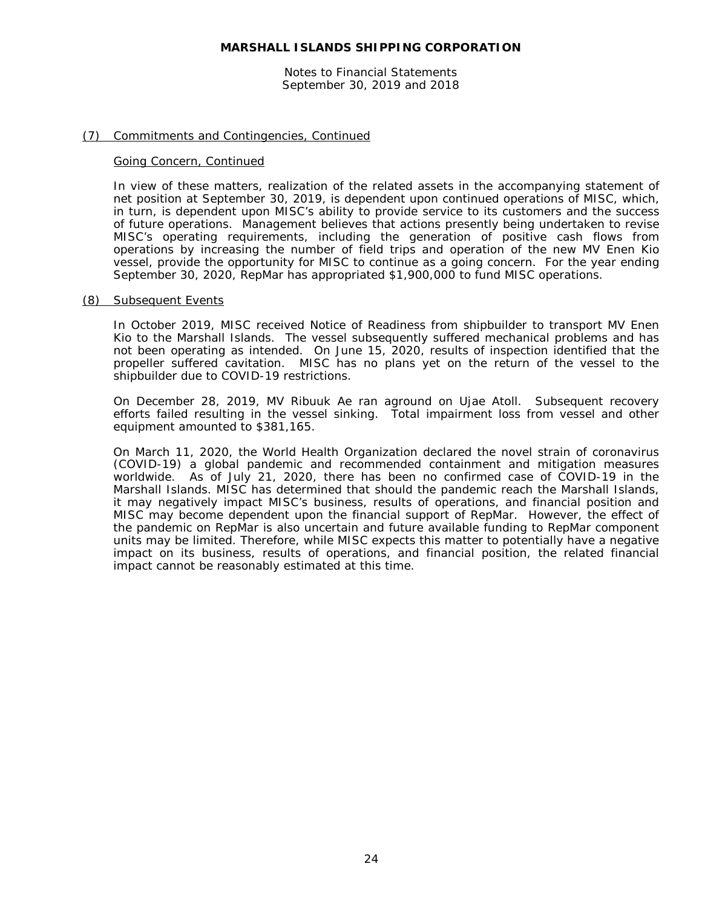## (7) Commitments and Contingencies, Continued

### Going Concern, Continued

In view of these matters, realization of the related assets in the accompanying statement of net position at September 30, 2019, is dependent upon continued operations of MISC, which, in turn, is dependent upon MISC's ability to provide service to its customers and the success of future operations. Management believes that actions presently being undertaken to revise MISC's operating requirements, including the generation of positive cash flows from operations by increasing the number of field trips and operation of the new MV Enen Kio vessel, provide the opportunity for MISC to continue as a going concern. For the year ending September 30, 2020, RepMar has appropriated $1,900,000 to fund MISC operations.

## (8) Subsequent Events

In October 2019, MISC received Notice of Readiness from shipbuilder to transport MV Enen Kio to the Marshall Islands. The vessel subsequently suffered mechanical problems and has not been operating as intended. On June 15, 2020, results of inspection identified that the propeller suffered cavitation. MISC has no plans yet on the return of the vessel to the shipbuilder due to COVID-19 restrictions.

On December 28, 2019, MV Ribuuk Ae ran aground on Ujae Atoll. Subsequent recovery efforts failed resulting in the vessel sinking. Total impairment loss from vessel and other equipment amounted to $381,165.

On March 11, 2020, the World Health Organization declared the novel strain of coronavirus (COVID-19) a global pandemic and recommended containment and mitigation measures worldwide. As of July 21, 2020, there has been no confirmed case of COVID-19 in the Marshall Islands. MISC has determined that should the pandemic reach the Marshall Islands, it may negatively impact MISC's business, results of operations, and financial position and MISC may become dependent upon the financial support of RepMar. However, the effect of the pandemic on RepMar is also uncertain and future available funding to RepMar component units may be limited. Therefore, while MISC expects this matter to potentially have a negative impact on its business, results of operations, and financial position, the related financial impact cannot be reasonably estimated at this time.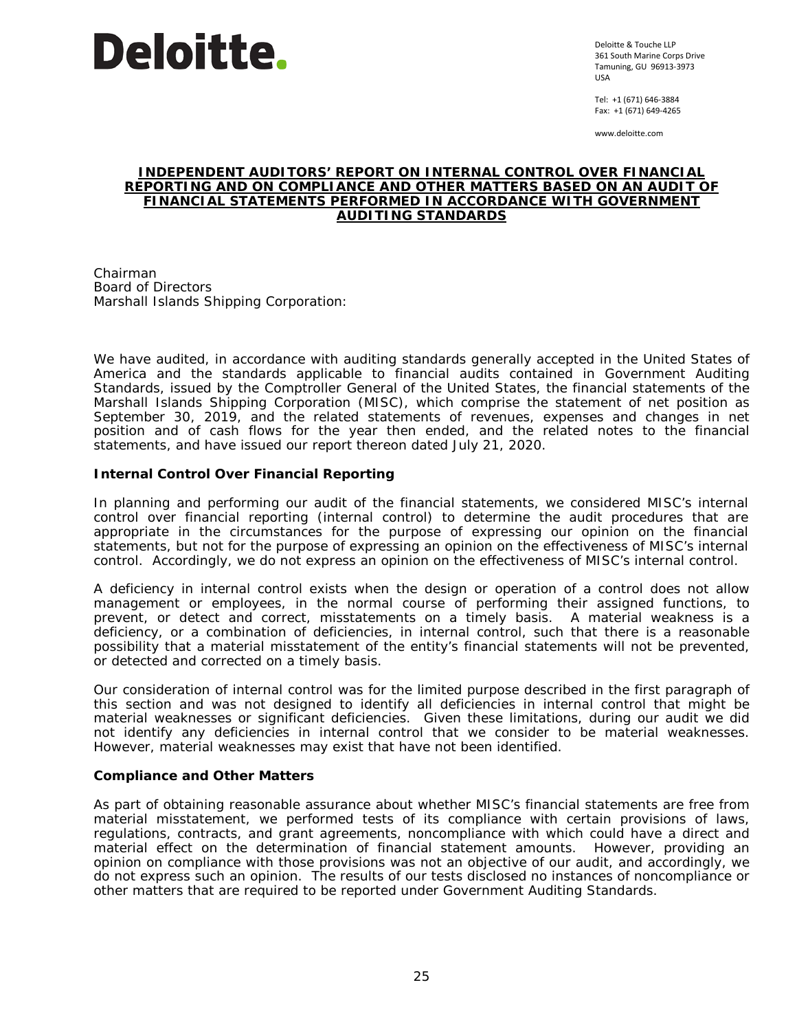Deloitte.

Deloitte & Touche LLP
361 South Marine Corps Drive
Tamuning, GU 96913-3973
USA

Tel: +1 (671) 646-3884
Fax: +1 (671) 649-4265

www.deloitte.com

# INDEPENDENT AUDITORS' REPORT ON INTERNAL CONTROL OVER FINANCIAL REPORTING AND ON COMPLIANCE AND OTHER MATTERS BASED ON AN AUDIT OF FINANCIAL STATEMENTS PERFORMED IN ACCORDANCE WITH GOVERNMENT AUDITING STANDARDS

Chairman
Board of Directors
Marshall Islands Shipping Corporation:

We have audited, in accordance with auditing standards generally accepted in the United States of America and the standards applicable to financial audits contained in Government Auditing Standards, issued by the Comptroller General of the United States, the financial statements of the Marshall Islands Shipping Corporation (MISC), which comprise the statement of net position as September 30, 2019, and the related statements of revenues, expenses and changes in net position and of cash flows for the year then ended, and the related notes to the financial statements, and have issued our report thereon dated July 21, 2020.

**Internal Control Over Financial Reporting**

In planning and performing our audit of the financial statements, we considered MISC's internal control over financial reporting (internal control) to determine the audit procedures that are appropriate in the circumstances for the purpose of expressing our opinion on the financial statements, but not for the purpose of expressing an opinion on the effectiveness of MISC's internal control. Accordingly, we do not express an opinion on the effectiveness of MISC's internal control.

A deficiency in internal control exists when the design or operation of a control does not allow management or employees, in the normal course of performing their assigned functions, to prevent, or detect and correct, misstatements on a timely basis. A material weakness is a deficiency, or a combination of deficiencies, in internal control, such that there is a reasonable possibility that a material misstatement of the entity's financial statements will not be prevented, or detected and corrected on a timely basis.

Our consideration of internal control was for the limited purpose described in the first paragraph of this section and was not designed to identify all deficiencies in internal control that might be material weaknesses or significant deficiencies. Given these limitations, during our audit we did not identify any deficiencies in internal control that we consider to be material weaknesses. However, material weaknesses may exist that have not been identified.

**Compliance and Other Matters**

As part of obtaining reasonable assurance about whether MISC's financial statements are free from material misstatement, we performed tests of its compliance with certain provisions of laws, regulations, contracts, and grant agreements, noncompliance with which could have a direct and material effect on the determination of financial statement amounts. However, providing an opinion on compliance with those provisions was not an objective of our audit, and accordingly, we do not express such an opinion. The results of our tests disclosed no instances of noncompliance or other matters that are required to be reported under Government Auditing Standards.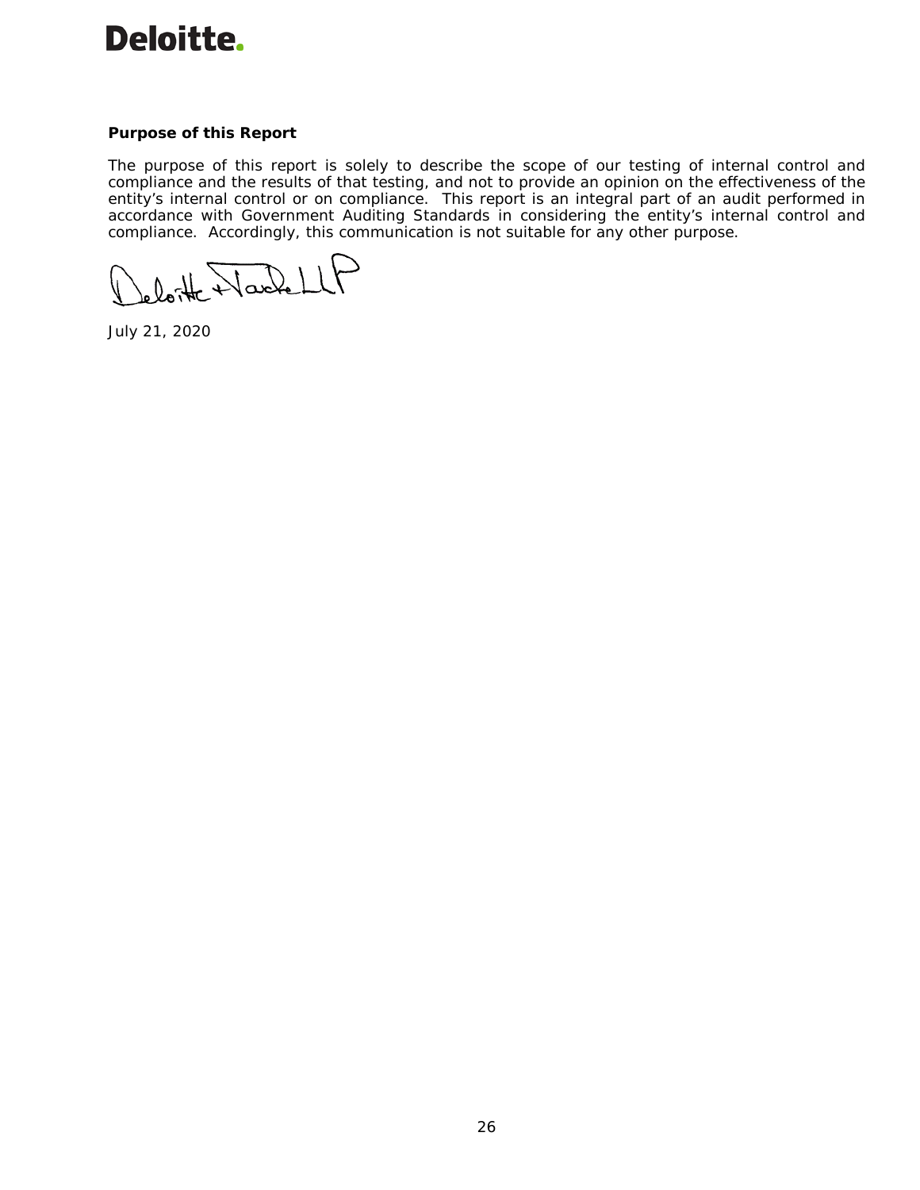**Purpose of this Report**

The purpose of this report is solely to describe the scope of our testing of internal control and compliance and the results of that testing, and not to provide an opinion on the effectiveness of the entity's internal control or on compliance. This report is an integral part of an audit performed in accordance with Government Auditing Standards in considering the entity's internal control and compliance. Accordingly, this communication is not suitable for any other purpose.

Deloitte & Touche LLP

July 21, 2020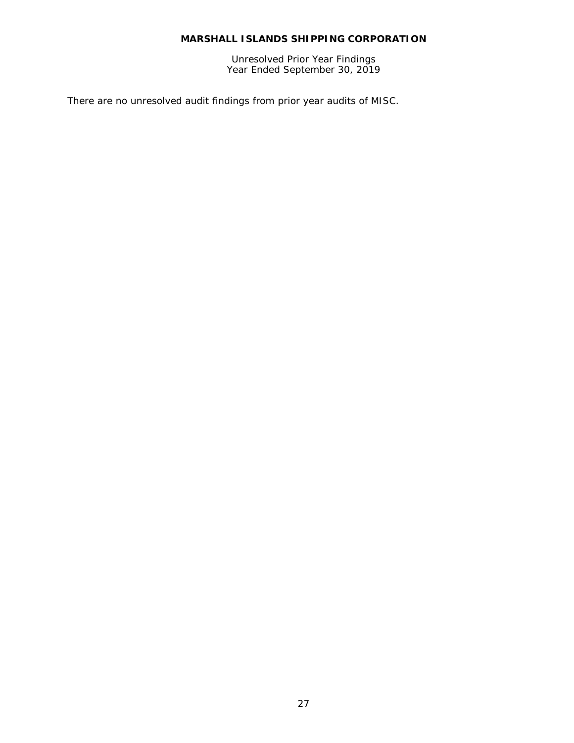# MARSHALL ISLANDS SHIPPING CORPORATION

Unresolved Prior Year Findings
Year Ended September 30, 2019

There are no unresolved audit findings from prior year audits of MISC.